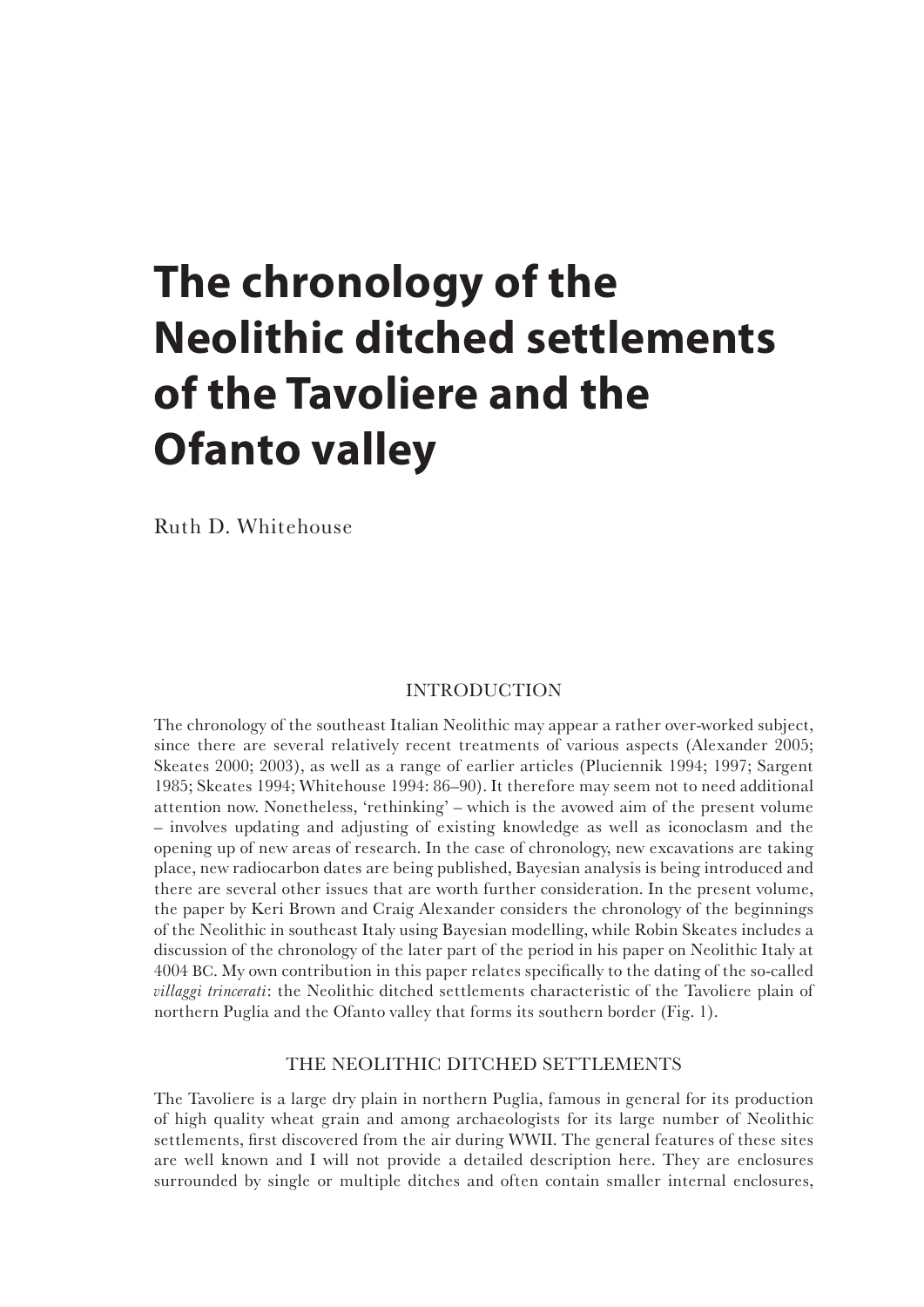# The chronology of the Neolithic ditched settlements of the Tavoliere and the Ofanto valley

Ruth D. Whitehouse

## INTRODUCTION

The chronology of the southeast Italian Neolithic may appear a rather over-worked subject, since there are several relatively recent treatments of various aspects (Alexander 2005; Skeates 2000; 2003), as well as a range of earlier articles (Pluciennik 1994; 1997; Sargent 1985; Skeates 1994; Whitehouse 1994: 86–90). It therefore may seem not to need additional attention now. Nonetheless, 'rethinking' – which is the avowed aim of the present volume – involves updating and adjusting of existing knowledge as well as iconoclasm and the opening up of new areas of research. In the case of chronology, new excavations are taking place, new radiocarbon dates are being published, Bayesian analysis is being introduced and there are several other issues that are worth further consideration. In the present volume, the paper by Keri Brown and Craig Alexander considers the chronology of the beginnings of the Neolithic in southeast Italy using Bayesian modelling, while Robin Skeates includes a discussion of the chronology of the later part of the period in his paper on Neolithic Italy at 4004 BC. My own contribution in this paper relates specifically to the dating of the so-called *villaggi trincerati*: the Neolithic ditched settlements characteristic of the Tavoliere plain of northern Puglia and the Ofanto valley that forms its southern border (Fig. 1).

## THE NEOLITHIC DITCHED SETTLEMENTS

The Tavoliere is a large dry plain in northern Puglia, famous in general for its production of high quality wheat grain and among archaeologists for its large number of Neolithic settlements, first discovered from the air during WWII. The general features of these sites are well known and I will not provide a detailed description here. They are enclosures surrounded by single or multiple ditches and often contain smaller internal enclosures,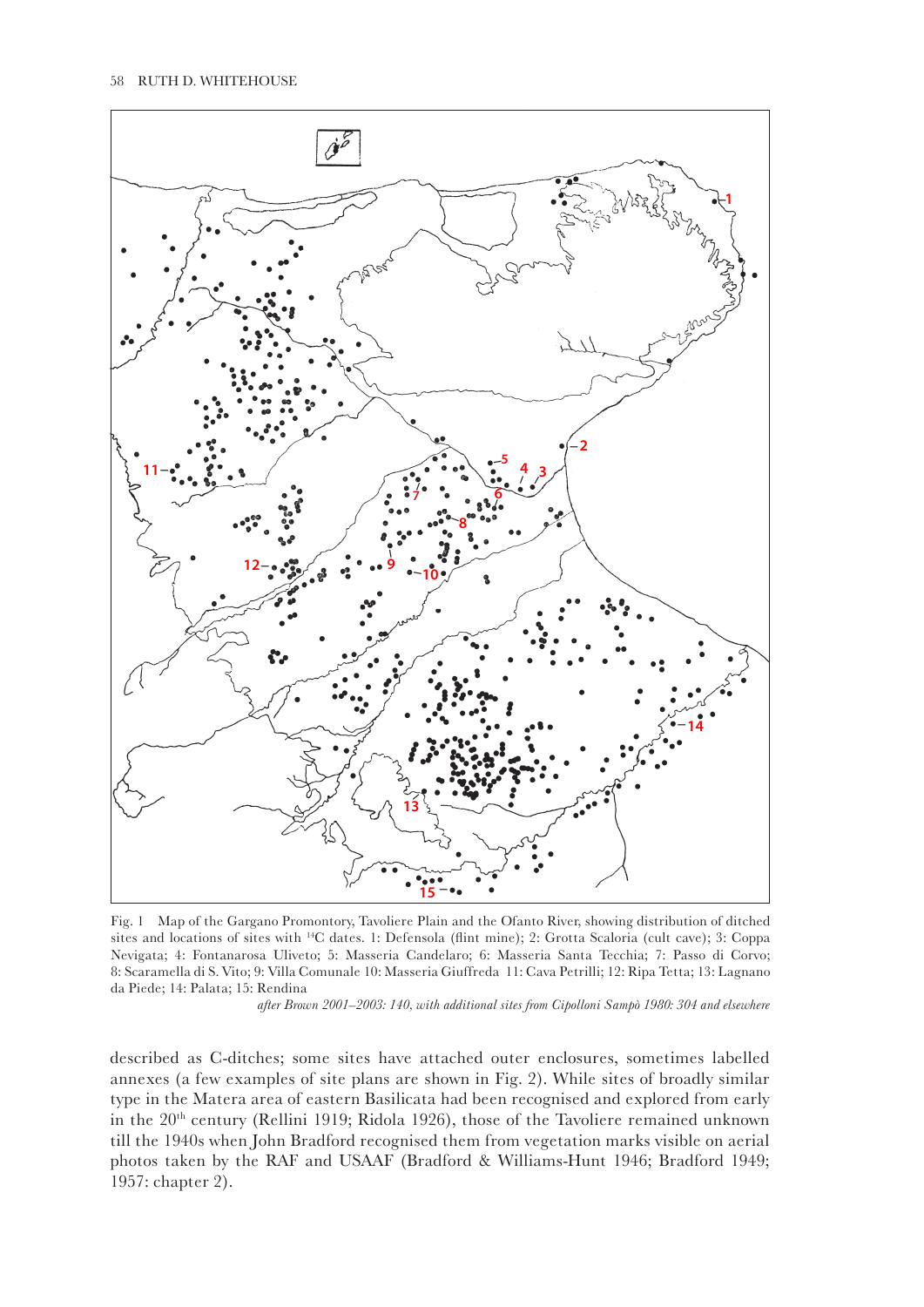Fig. 1 Map of the Gargano Promontory, Tavoliere Plain and the Ofanto River, showing distribution of ditched sites and locations of sites with $^{14}$C dates. 1: Defensola (flint mine); 2: Grotta Scaloria (cult cave); 3: Coppa Nevigata; 4: Fontanarosa Uliveto; 5: Masseria Candelaro; 6: Masseria Santa Tecchia; 7: Passo di Corvo; 8: Scaramella di S. Vito; 9: Villa Comunale 10: Masseria Giuffreda 11: Cava Petrilli; 12: Ripa Tetta; 13: Lagnano da Piede; 14: Palata; 15: Rendina

*after Brown 2001–2003: 140, with additional sites from Cipolloni Sampò 1980: 304 and elsewhere*

described as C-ditches; some sites have attached outer enclosures, sometimes labelled annexes (a few examples of site plans are shown in Fig. 2). While sites of broadly similar type in the Matera area of eastern Basilicata had been recognised and explored from early in the 20th century (Rellini 1919; Ridola 1926), those of the Tavoliere remained unknown till the 1940s when John Bradford recognised them from vegetation marks visible on aerial photos taken by the RAF and USAAF (Bradford & Williams-Hunt 1946; Bradford 1949; 1957: chapter 2).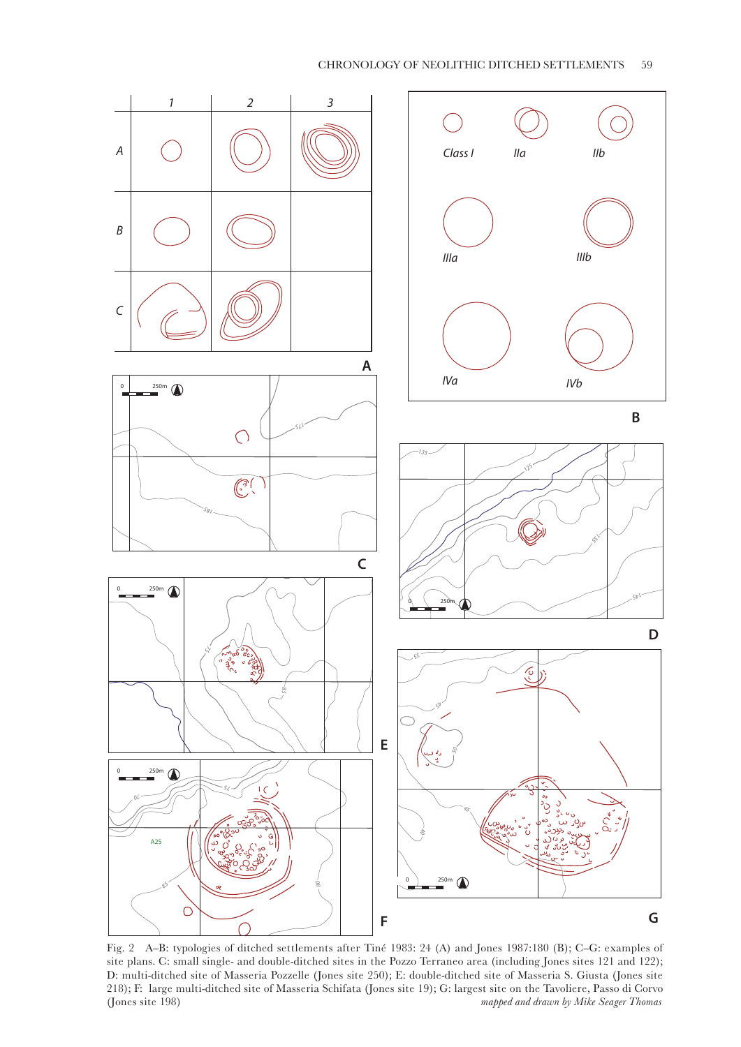Fig. 2 A–B: typologies of ditched settlements after Tiné 1983: 24 (A) and Jones 1987:180 (B); C–G: examples of site plans. C: small single- and double-ditched sites in the Pozzo Terraneo area (including Jones sites 121 and 122); D: multi-ditched site of Masseria Pozzelle (Jones site 250); E: double-ditched site of Masseria S. Giusta (Jones site 218); F: large multi-ditched site of Masseria Schifata (Jones site 19); G: largest site on the Tavoliere, Passo di Corvo (Jones site 198) *mapped and drawn by Mike Seager Thomas*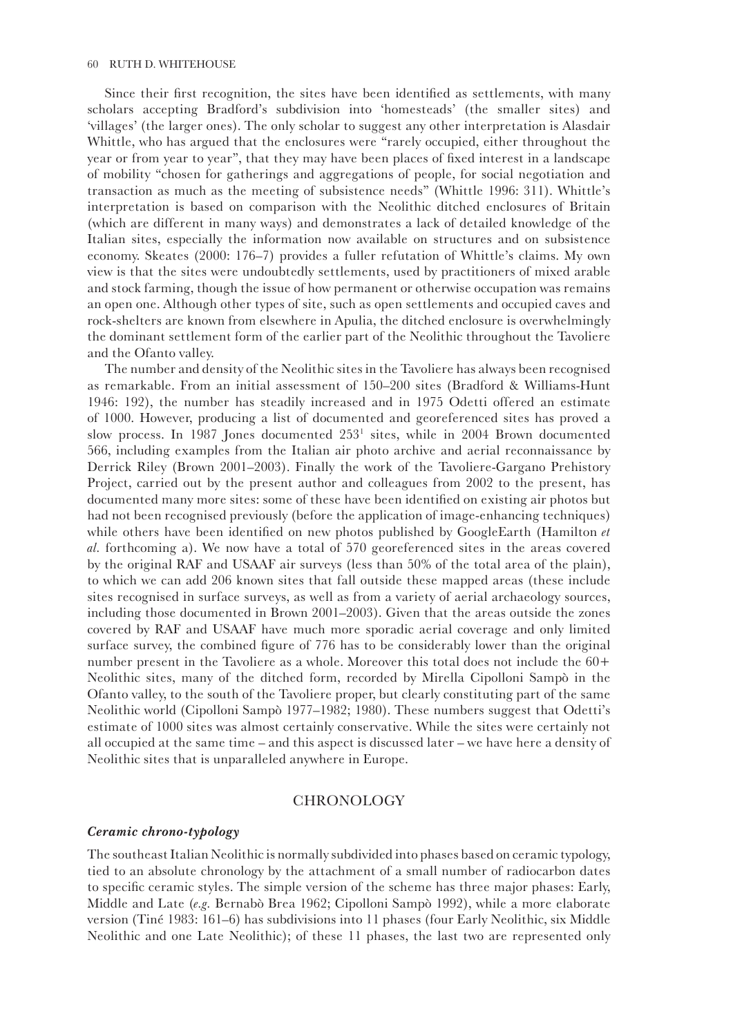Since their first recognition, the sites have been identified as settlements, with many scholars accepting Bradford's subdivision into 'homesteads' (the smaller sites) and 'villages' (the larger ones). The only scholar to suggest any other interpretation is Alasdair Whittle, who has argued that the enclosures were "rarely occupied, either throughout the year or from year to year", that they may have been places of fixed interest in a landscape of mobility "chosen for gatherings and aggregations of people, for social negotiation and transaction as much as the meeting of subsistence needs" (Whittle 1996: 311). Whittle's interpretation is based on comparison with the Neolithic ditched enclosures of Britain (which are different in many ways) and demonstrates a lack of detailed knowledge of the Italian sites, especially the information now available on structures and on subsistence economy. Skeates (2000: 176–7) provides a fuller refutation of Whittle's claims. My own view is that the sites were undoubtedly settlements, used by practitioners of mixed arable and stock farming, though the issue of how permanent or otherwise occupation was remains an open one. Although other types of site, such as open settlements and occupied caves and rock-shelters are known from elsewhere in Apulia, the ditched enclosure is overwhelmingly the dominant settlement form of the earlier part of the Neolithic throughout the Tavoliere and the Ofanto valley.

The number and density of the Neolithic sites in the Tavoliere has always been recognised as remarkable. From an initial assessment of 150–200 sites (Bradford & Williams-Hunt 1946: 192), the number has steadily increased and in 1975 Odetti offered an estimate of 1000. However, producing a list of documented and georeferenced sites has proved a slow process. In 1987 Jones documented 253[1] sites, while in 2004 Brown documented 566, including examples from the Italian air photo archive and aerial reconnaissance by Derrick Riley (Brown 2001–2003). Finally the work of the Tavoliere-Gargano Prehistory Project, carried out by the present author and colleagues from 2002 to the present, has documented many more sites: some of these have been identified on existing air photos but had not been recognised previously (before the application of image-enhancing techniques) while others have been identified on new photos published by GoogleEarth (Hamilton *et al.* forthcoming a). We now have a total of 570 georeferenced sites in the areas covered by the original RAF and USAAF air surveys (less than 50% of the total area of the plain), to which we can add 206 known sites that fall outside these mapped areas (these include sites recognised in surface surveys, as well as from a variety of aerial archaeology sources, including those documented in Brown 2001–2003). Given that the areas outside the zones covered by RAF and USAAF have much more sporadic aerial coverage and only limited surface survey, the combined figure of 776 has to be considerably lower than the original number present in the Tavoliere as a whole. Moreover this total does not include the 60+ Neolithic sites, many of the ditched form, recorded by Mirella Cipolloni Sampò in the Ofanto valley, to the south of the Tavoliere proper, but clearly constituting part of the same Neolithic world (Cipolloni Sampò 1977–1982; 1980). These numbers suggest that Odetti's estimate of 1000 sites was almost certainly conservative. While the sites were certainly not all occupied at the same time – and this aspect is discussed later – we have here a density of Neolithic sites that is unparalleled anywhere in Europe.

## CHRONOLOGY

### *Ceramic chrono-typology*

The southeast Italian Neolithic is normally subdivided into phases based on ceramic typology, tied to an absolute chronology by the attachment of a small number of radiocarbon dates to specific ceramic styles. The simple version of the scheme has three major phases: Early, Middle and Late (*e.g.* Bernabò Brea 1962; Cipolloni Sampò 1992), while a more elaborate version (Tiné 1983: 161–6) has subdivisions into 11 phases (four Early Neolithic, six Middle Neolithic and one Late Neolithic); of these 11 phases, the last two are represented only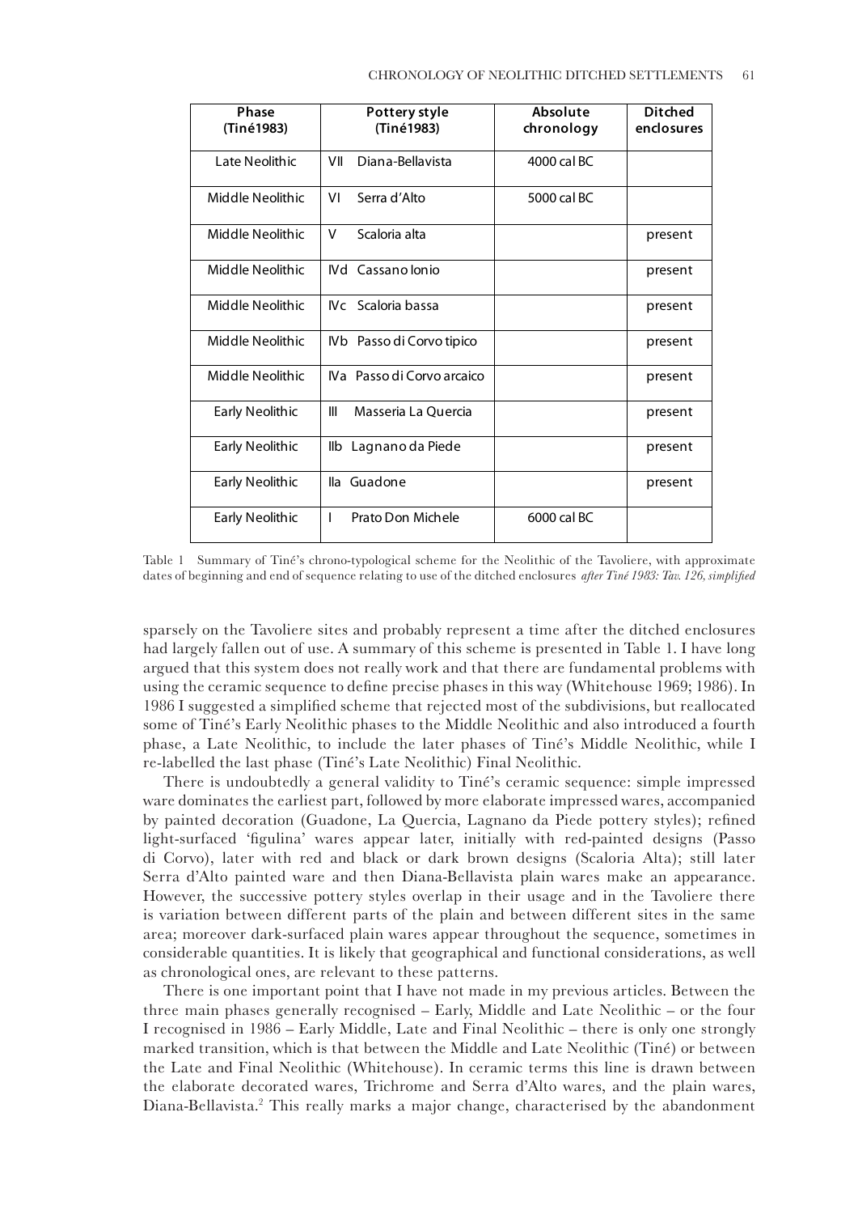| Phase (Tiné1983) | Pottery style (Tiné1983) | Absolute chronology | Ditched enclosures |
|---|---|---|---|
| Late Neolithic | VII Diana-Bellavista | 4000 cal BC | |
| Middle Neolithic | VI Serra d'Alto | 5000 cal BC | |
| Middle Neolithic | V Scaloria alta | | present |
| Middle Neolithic | IVd Cassano Ionio | | present |
| Middle Neolithic | IVc Scaloria bassa | | present |
| Middle Neolithic | IVb Passo di Corvo tipico | | present |
| Middle Neolithic | IVa Passo di Corvo arcaico | | present |
| Early Neolithic | III Masseria La Quercia | | present |
| Early Neolithic | IIb Lagnano da Piede | | present |
| Early Neolithic | IIa Guadone | | present |
| Early Neolithic | I Prato Don Michele | 6000 cal BC | |

Table 1 Summary of Tiné's chrono-typological scheme for the Neolithic of the Tavoliere, with approximate dates of beginning and end of sequence relating to use of the ditched enclosures *after Tiné 1983: Tav. 126, simplified*

sparsely on the Tavoliere sites and probably represent a time after the ditched enclosures had largely fallen out of use. A summary of this scheme is presented in Table 1. I have long argued that this system does not really work and that there are fundamental problems with using the ceramic sequence to define precise phases in this way (Whitehouse 1969; 1986). In 1986 I suggested a simplified scheme that rejected most of the subdivisions, but reallocated some of Tiné's Early Neolithic phases to the Middle Neolithic and also introduced a fourth phase, a Late Neolithic, to include the later phases of Tiné's Middle Neolithic, while I re-labelled the last phase (Tiné's Late Neolithic) Final Neolithic.

There is undoubtedly a general validity to Tiné's ceramic sequence: simple impressed ware dominates the earliest part, followed by more elaborate impressed wares, accompanied by painted decoration (Guadone, La Quercia, Lagnano da Piede pottery styles); refined light-surfaced 'figulina' wares appear later, initially with red-painted designs (Passo di Corvo), later with red and black or dark brown designs (Scaloria Alta); still later Serra d'Alto painted ware and then Diana-Bellavista plain wares make an appearance. However, the successive pottery styles overlap in their usage and in the Tavoliere there is variation between different parts of the plain and between different sites in the same area; moreover dark-surfaced plain wares appear throughout the sequence, sometimes in considerable quantities. It is likely that geographical and functional considerations, as well as chronological ones, are relevant to these patterns.

There is one important point that I have not made in my previous articles. Between the three main phases generally recognised – Early, Middle and Late Neolithic – or the four I recognised in 1986 – Early Middle, Late and Final Neolithic – there is only one strongly marked transition, which is that between the Middle and Late Neolithic (Tiné) or between the Late and Final Neolithic (Whitehouse). In ceramic terms this line is drawn between the elaborate decorated wares, Trichrome and Serra d'Alto wares, and the plain wares, Diana-Bellavista.[2] This really marks a major change, characterised by the abandonment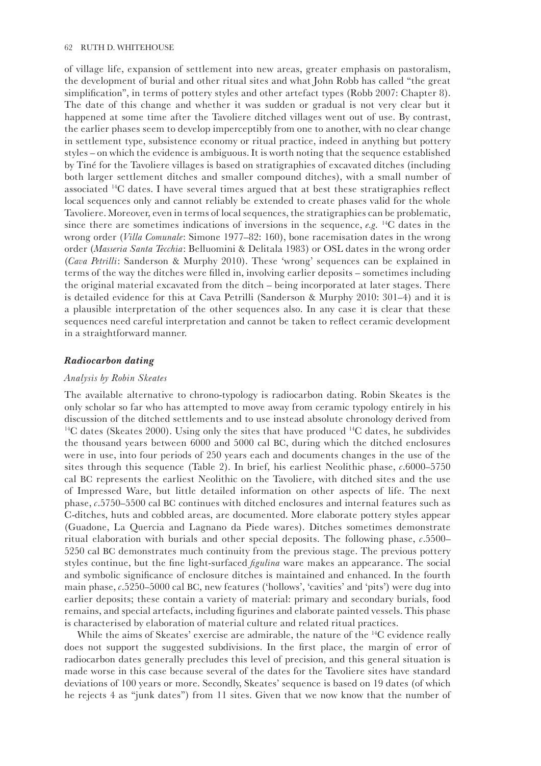of village life, expansion of settlement into new areas, greater emphasis on pastoralism, the development of burial and other ritual sites and what John Robb has called "the great simplification", in terms of pottery styles and other artefact types (Robb 2007: Chapter 8). The date of this change and whether it was sudden or gradual is not very clear but it happened at some time after the Tavoliere ditched villages went out of use. By contrast, the earlier phases seem to develop imperceptibly from one to another, with no clear change in settlement type, subsistence economy or ritual practice, indeed in anything but pottery styles – on which the evidence is ambiguous. It is worth noting that the sequence established by Tiné for the Tavoliere villages is based on stratigraphies of excavated ditches (including both larger settlement ditches and smaller compound ditches), with a small number of associated $^{14}$C dates. I have several times argued that at best these stratigraphies reflect local sequences only and cannot reliably be extended to create phases valid for the whole Tavoliere. Moreover, even in terms of local sequences, the stratigraphies can be problematic, since there are sometimes indications of inversions in the sequence, *e.g.* $^{14}$C dates in the wrong order (*Villa Comunale*: Simone 1977–82: 160), bone racemisation dates in the wrong order (*Masseria Santa Tecchia*: Belluomini & Delitala 1983) or OSL dates in the wrong order (*Cava Petrilli*: Sanderson & Murphy 2010). These 'wrong' sequences can be explained in terms of the way the ditches were filled in, involving earlier deposits – sometimes including the original material excavated from the ditch – being incorporated at later stages. There is detailed evidence for this at Cava Petrilli (Sanderson & Murphy 2010: 301–4) and it is a plausible interpretation of the other sequences also. In any case it is clear that these sequences need careful interpretation and cannot be taken to reflect ceramic development in a straightforward manner.

### *Radiocarbon dating*

#### *Analysis by Robin Skeates*

The available alternative to chrono-typology is radiocarbon dating. Robin Skeates is the only scholar so far who has attempted to move away from ceramic typology entirely in his discussion of the ditched settlements and to use instead absolute chronology derived from $^{14}$C dates (Skeates 2000). Using only the sites that have produced $^{14}$C dates, he subdivides the thousand years between 6000 and 5000 cal BC, during which the ditched enclosures were in use, into four periods of 250 years each and documents changes in the use of the sites through this sequence (Table 2). In brief, his earliest Neolithic phase, *c*.6000–5750 cal BC represents the earliest Neolithic on the Tavoliere, with ditched sites and the use of Impressed Ware, but little detailed information on other aspects of life. The next phase, *c*.5750–5500 cal BC continues with ditched enclosures and internal features such as C-ditches, huts and cobbled areas, are documented. More elaborate pottery styles appear (Guadone, La Quercia and Lagnano da Piede wares). Ditches sometimes demonstrate ritual elaboration with burials and other special deposits. The following phase, *c*.5500–5250 cal BC demonstrates much continuity from the previous stage. The previous pottery styles continue, but the fine light-surfaced *figulina* ware makes an appearance. The social and symbolic significance of enclosure ditches is maintained and enhanced. In the fourth main phase, *c*.5250–5000 cal BC, new features ('hollows', 'cavities' and 'pits') were dug into earlier deposits; these contain a variety of material: primary and secondary burials, food remains, and special artefacts, including figurines and elaborate painted vessels. This phase is characterised by elaboration of material culture and related ritual practices.

While the aims of Skeates' exercise are admirable, the nature of the $^{14}$C evidence really does not support the suggested subdivisions. In the first place, the margin of error of radiocarbon dates generally precludes this level of precision, and this general situation is made worse in this case because several of the dates for the Tavoliere sites have standard deviations of 100 years or more. Secondly, Skeates' sequence is based on 19 dates (of which he rejects 4 as "junk dates") from 11 sites. Given that we now know that the number of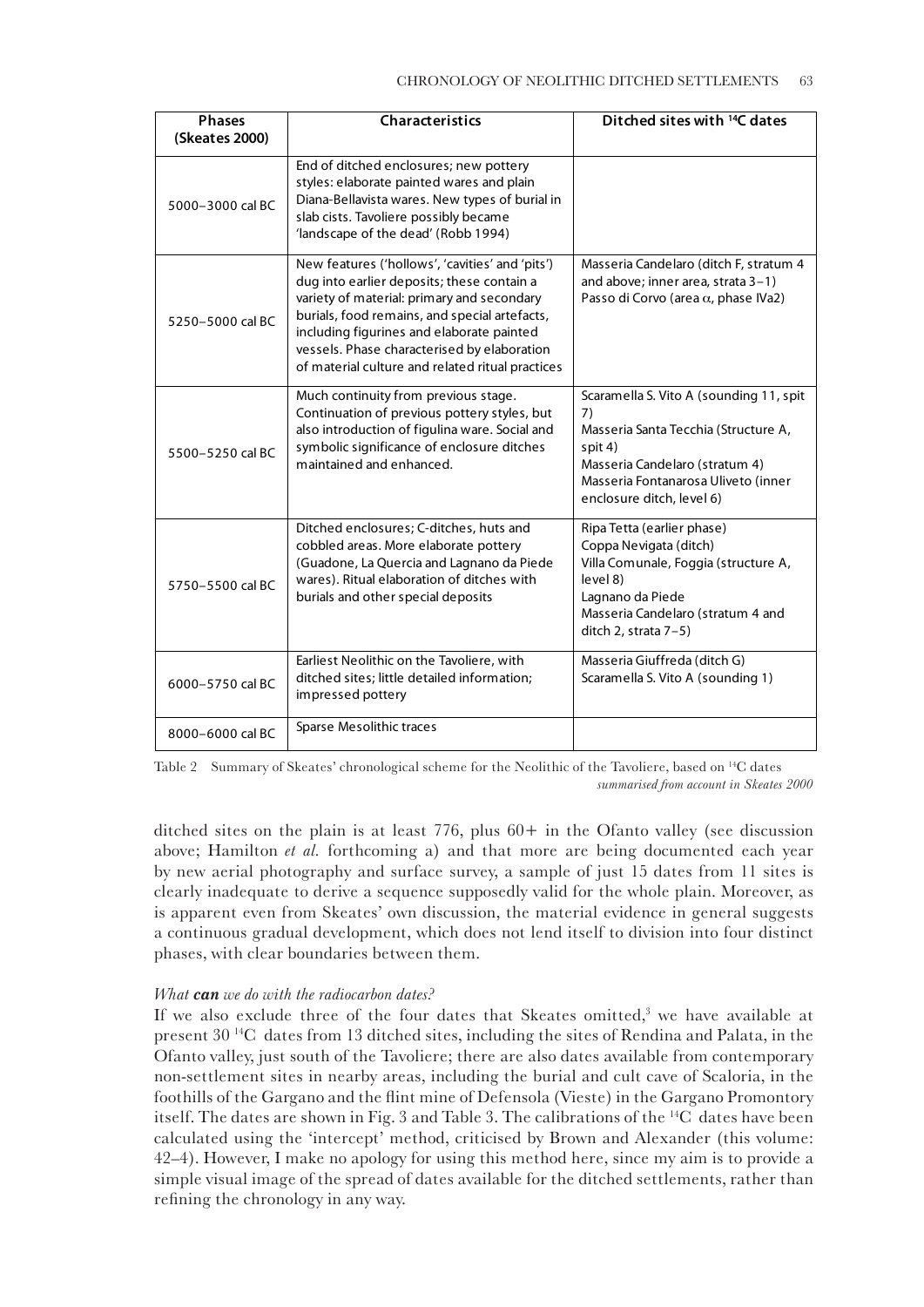| Phases (Skeates 2000) | Characteristics | Ditched sites with $^{14}$C dates |
|---|---|---|
| 5000–3000 cal BC | End of ditched enclosures; new pottery styles: elaborate painted wares and plain Diana-Bellavista wares. New types of burial in slab cists. Tavoliere possibly became 'landscape of the dead' (Robb 1994) | |
| 5250–5000 cal BC | New features ('hollows', 'cavities' and 'pits') dug into earlier deposits; these contain a variety of material: primary and secondary burials, food remains, and special artefacts, including figurines and elaborate painted vessels. Phase characterised by elaboration of material culture and related ritual practices | Masseria Candelaro (ditch F, stratum 4 and above; inner area, strata 3–1)<br>Passo di Corvo (area $\alpha$, phase IVa2) |
| 5500–5250 cal BC | Much continuity from previous stage. Continuation of previous pottery styles, but also introduction of figulina ware. Social and symbolic significance of enclosure ditches maintained and enhanced. | Scaramella S. Vito A (sounding 11, spit 7)<br>Masseria Santa Tecchia (Structure A, spit 4)<br>Masseria Candelaro (stratum 4)<br>Masseria Fontanarosa Uliveto (inner enclosure ditch, level 6) |
| 5750–5500 cal BC | Ditched enclosures; C-ditches, huts and cobbled areas. More elaborate pottery (Guadone, La Quercia and Lagnano da Piede wares). Ritual elaboration of ditches with burials and other special deposits | Ripa Tetta (earlier phase)<br>Coppa Nevigata (ditch)<br>Villa Comunale, Foggia (structure A, level 8)<br>Lagnano da Piede<br>Masseria Candelaro (stratum 4 and ditch 2, strata 7–5) |
| 6000–5750 cal BC | Earliest Neolithic on the Tavoliere, with ditched sites; little detailed information; impressed pottery | Masseria Giuffreda (ditch G)<br>Scaramella S. Vito A (sounding 1) |
| 8000–6000 cal BC | Sparse Mesolithic traces | |

Table 2 Summary of Skeates' chronological scheme for the Neolithic of the Tavoliere, based on $^{14}$C dates *summarised from account in Skeates 2000*

ditched sites on the plain is at least 776, plus 60+ in the Ofanto valley (see discussion above; Hamilton *et al.* forthcoming a) and that more are being documented each year by new aerial photography and surface survey, a sample of just 15 dates from 11 sites is clearly inadequate to derive a sequence supposedly valid for the whole plain. Moreover, as is apparent even from Skeates' own discussion, the material evidence in general suggests a continuous gradual development, which does not lend itself to division into four distinct phases, with clear boundaries between them.

### *What **can** we do with the radiocarbon dates?*

If we also exclude three of the four dates that Skeates omitted,[3] we have available at present 30 $^{14}$C dates from 13 ditched sites, including the sites of Rendina and Palata, in the Ofanto valley, just south of the Tavoliere; there are also dates available from contemporary non-settlement sites in nearby areas, including the burial and cult cave of Scaloria, in the foothills of the Gargano and the flint mine of Defensola (Vieste) in the Gargano Promontory itself. The dates are shown in Fig. 3 and Table 3. The calibrations of the $^{14}$C dates have been calculated using the 'intercept' method, criticised by Brown and Alexander (this volume: 42–4). However, I make no apology for using this method here, since my aim is to provide a simple visual image of the spread of dates available for the ditched settlements, rather than refining the chronology in any way.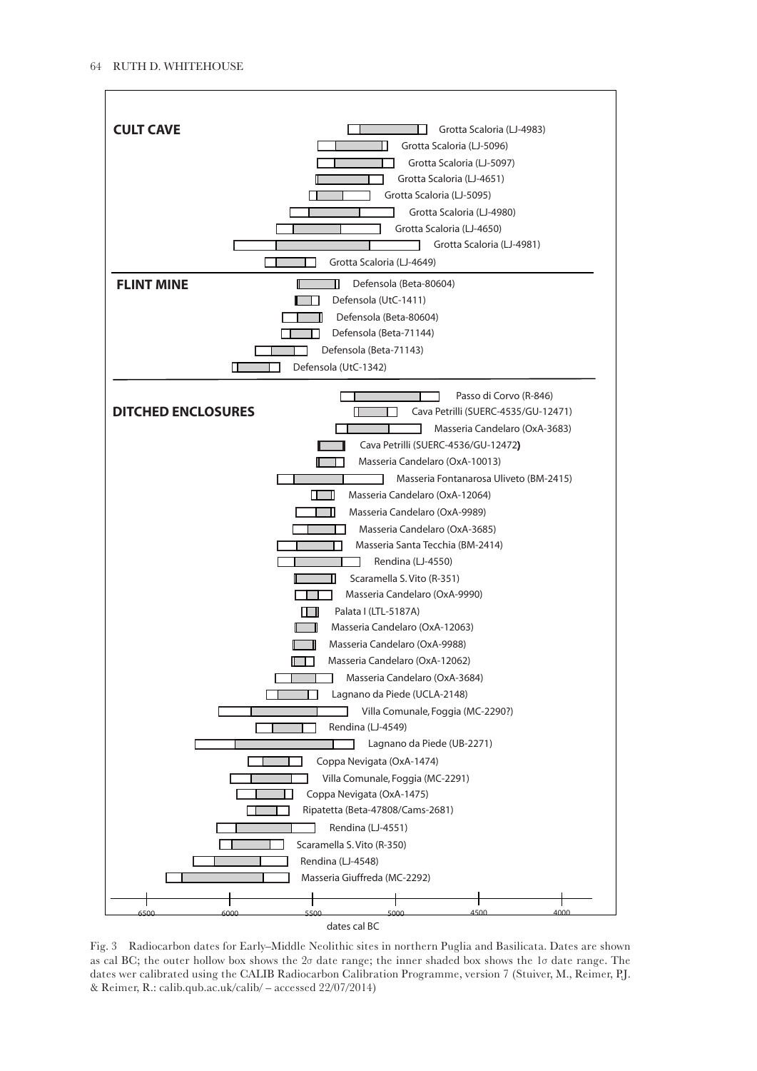**CULT CAVE**

Grotta Scaloria (LJ-4983)
Grotta Scaloria (LJ-5096)
Grotta Scaloria (LJ-5097)
Grotta Scaloria (LJ-4651)
Grotta Scaloria (LJ-5095)
Grotta Scaloria (LJ-4980)
Grotta Scaloria (LJ-4650)
Grotta Scaloria (LJ-4981)
Grotta Scaloria (LJ-4649)

**FLINT MINE**

Defensola (Beta-80604)
Defensola (UtC-1411)
Defensola (Beta-80604)
Defensola (Beta-71144)
Defensola (Beta-71143)
Defensola (UtC-1342)

**DITCHED ENCLOSURES**

Passo di Corvo (R-846)
Cava Petrilli (SUERC-4535/GU-12471)
Masseria Candelaro (OxA-3683)
Cava Petrilli (SUERC-4536/GU-12472)
Masseria Candelaro (OxA-10013)
Masseria Fontanarosa Uliveto (BM-2415)
Masseria Candelaro (OxA-12064)
Masseria Candelaro (OxA-9989)
Masseria Candelaro (OxA-3685)
Masseria Santa Tecchia (BM-2414)
Rendina (LJ-4550)
Scaramella S. Vito (R-351)
Masseria Candelaro (OxA-9990)
Palata I (LTL-5187A)
Masseria Candelaro (OxA-12063)
Masseria Candelaro (OxA-9988)
Masseria Candelaro (OxA-12062)
Masseria Candelaro (OxA-3684)
Lagnano da Piede (UCLA-2148)
Villa Comunale, Foggia (MC-2290?)
Rendina (LJ-4549)
Lagnano da Piede (UB-2271)
Coppa Nevigata (OxA-1474)
Villa Comunale, Foggia (MC-2291)
Coppa Nevigata (OxA-1475)
Ripatetta (Beta-47808/Cams-2681)
Rendina (LJ-4551)
Scaramella S. Vito (R-350)
Rendina (LJ-4548)
Masseria Giuffreda (MC-2292)

6500 6000 5500 5000 4500 4000

dates cal BC

Fig. 3 Radiocarbon dates for Early–Middle Neolithic sites in northern Puglia and Basilicata. Dates are shown as cal BC; the outer hollow box shows the 2σ date range; the inner shaded box shows the 1σ date range. The dates wer calibrated using the CALIB Radiocarbon Calibration Programme, version 7 (Stuiver, M., Reimer, P.J. & Reimer, R.: calib.qub.ac.uk/calib/ – accessed 22/07/2014)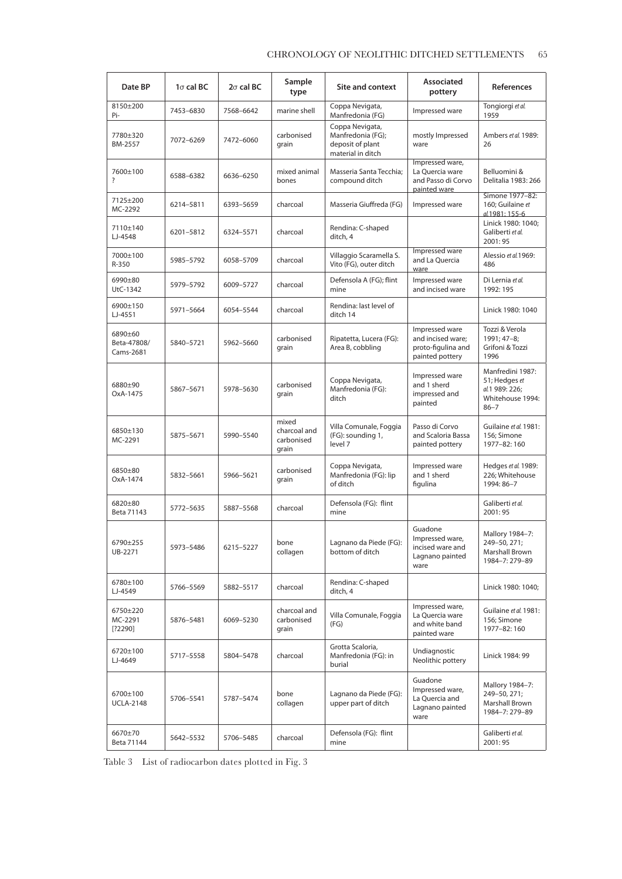| Date BP | 1σ cal BC | 2σ cal BC | Sample type | Site and context | Associated pottery | References |
|---|---|---|---|---|---|---|
| 8150±200 Pi- | 7453–6830 | 7568–6642 | marine shell | Coppa Nevigata, Manfredonia (FG) | Impressed ware | Tongiorgi *et al.* 1959 |
| 7780±320 BM-2557 | 7072–6269 | 7472–6060 | carbonised grain | Coppa Nevigata, Manfredonia (FG); deposit of plant material in ditch | mostly Impressed ware | Ambers *et al.* 1989: 26 |
| 7600±100 ? | 6588–6382 | 6636–6250 | mixed animal bones | Masseria Santa Tecchia; compound ditch | Impressed ware, La Quercia ware and Passo di Corvo painted ware | Belluomini & Delitalia 1983: 266 |
| 7125±200 MC-2292 | 6214–5811 | 6393–5659 | charcoal | Masseria Giuffreda (FG) | Impressed ware | Simone 1977–82: 160; Guilaine *et al.* 1981: 155-6 |
| 7110±140 LJ-4548 | 6201–5812 | 6324–5571 | charcoal | Rendina: C-shaped ditch, 4 | | Linick 1980: 1040; Galiberti *et al.* 2001: 95 |
| 7000±100 R-350 | 5985–5792 | 6058–5709 | charcoal | Villaggio Scaramella S. Vito (FG), outer ditch | Impressed ware and La Quercia ware | Alessio *et al.* 1969: 486 |
| 6990±80 UtC-1342 | 5979–5792 | 6009–5727 | charcoal | Defensola A (FG); flint mine | Impressed ware and incised ware | Di Lernia *et al.* 1992: 195 |
| 6900±150 LJ-4551 | 5971–5664 | 6054–5544 | charcoal | Rendina: last level of ditch 14 | | Linick 1980: 1040 |
| 6890±60 Beta-47808/ Cams-2681 | 5840–5721 | 5962–5660 | carbonised grain | Ripatetta, Lucera (FG): Area B, cobbling | Impressed ware and incised ware; proto-figulina and painted pottery | Tozzi & Verola 1991; 47–8; Grifoni & Tozzi 1996 |
| 6880±90 OxA-1475 | 5867–5671 | 5978–5630 | carbonised grain | Coppa Nevigata, Manfredonia (FG): ditch | Impressed ware and 1 sherd impressed and painted | Manfredini 1987: 51; Hedges *et al.* 1 989: 226; Whitehouse 1994: 86–7 |
| 6850±130 MC-2291 | 5875–5671 | 5990–5540 | mixed charcoal and carbonised grain | Villa Comunale, Foggia (FG): sounding 1, level 7 | Passo di Corvo and Scaloria Bassa painted pottery | Guilaine *et al.* 1981: 156; Simone 1977–82: 160 |
| 6850±80 OxA-1474 | 5832–5661 | 5966–5621 | carbonised grain | Coppa Nevigata, Manfredonia (FG): lip of ditch | Impressed ware and 1 sherd figulina | Hedges *et al.* 1989: 226; Whitehouse 1994: 86–7 |
| 6820±80 Beta 71143 | 5772–5635 | 5887–5568 | charcoal | Defensola (FG): flint mine | | Galiberti *et al.* 2001: 95 |
| 6790±255 UB-2271 | 5973–5486 | 6215–5227 | bone collagen | Lagnano da Piede (FG): bottom of ditch | Guadone Impressed ware, incised ware and Lagnano painted ware | Mallory 1984–7: 249–50, 271; Marshall Brown 1984–7: 279–89 |
| 6780±100 LJ-4549 | 5766–5569 | 5882–5517 | charcoal | Rendina: C-shaped ditch, 4 | | Linick 1980: 1040; |
| 6750±220 MC-2291 [?2290] | 5876–5481 | 6069–5230 | charcoal and carbonised grain | Villa Comunale, Foggia (FG) | Impressed ware, La Quercia ware and white band painted ware | Guilaine *et al.* 1981: 156; Simone 1977–82: 160 |
| 6720±100 LJ-4649 | 5717–5558 | 5804–5478 | charcoal | Grotta Scaloria, Manfredonia (FG): in burial | Undiagnostic Neolithic pottery | Linick 1984: 99 |
| 6700±100 UCLA-2148 | 5706–5541 | 5787–5474 | bone collagen | Lagnano da Piede (FG): upper part of ditch | Guadone Impressed ware, La Quercia and Lagnano painted ware | Mallory 1984–7: 249–50, 271; Marshall Brown 1984–7: 279–89 |
| 6670±70 Beta 71144 | 5642–5532 | 5706–5485 | charcoal | Defensola (FG): flint mine | | Galiberti *et al.* 2001: 95 |

Table 3 List of radiocarbon dates plotted in Fig. 3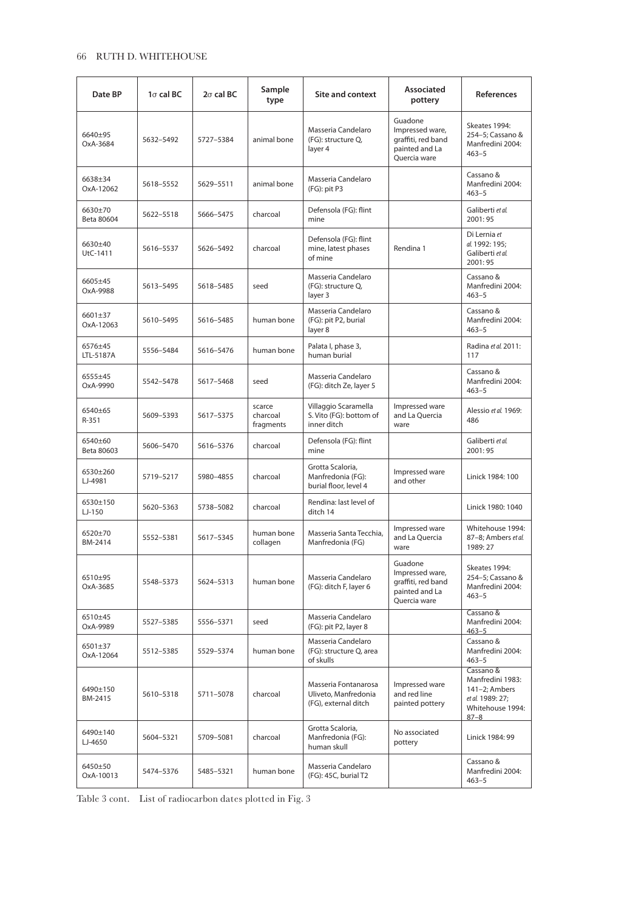| Date BP | 1σ cal BC | 2σ cal BC | Sample type | Site and context | Associated pottery | References |
|---|---|---|---|---|---|---|
| 6640±95 OxA-3684 | 5632–5492 | 5727–5384 | animal bone | Masseria Candelaro (FG): structure Q, layer 4 | Guadone Impressed ware, graffiti, red band painted and La Quercia ware | Skeates 1994: 254–5; Cassano & Manfredini 2004: 463–5 |
| 6638±34 OxA-12062 | 5618–5552 | 5629–5511 | animal bone | Masseria Candelaro (FG): pit P3 | | Cassano & Manfredini 2004: 463–5 |
| 6630±70 Beta 80604 | 5622–5518 | 5666–5475 | charcoal | Defensola (FG): flint mine | | Galiberti *et al.* 2001: 95 |
| 6630±40 UtC-1411 | 5616–5537 | 5626–5492 | charcoal | Defensola (FG): flint mine, latest phases of mine | Rendina 1 | Di Lernia *et al.* 1992: 195; Galiberti *et al.* 2001: 95 |
| 6605±45 OxA-9988 | 5613–5495 | 5618–5485 | seed | Masseria Candelaro (FG): structure Q, layer 3 | | Cassano & Manfredini 2004: 463–5 |
| 6601±37 OxA-12063 | 5610–5495 | 5616–5485 | human bone | Masseria Candelaro (FG): pit P2, burial layer 8 | | Cassano & Manfredini 2004: 463–5 |
| 6576±45 LTL-5187A | 5556–5484 | 5616–5476 | human bone | Palata I, phase 3, human burial | | Radina *et al.* 2011: 117 |
| 6555±45 OxA-9990 | 5542–5478 | 5617–5468 | seed | Masseria Candelaro (FG): ditch Ze, layer 5 | | Cassano & Manfredini 2004: 463–5 |
| 6540±65 R-351 | 5609–5393 | 5617–5375 | scarce charcoal fragments | Villaggio Scaramella S. Vito (FG): bottom of inner ditch | Impressed ware and La Quercia ware | Alessio *et al.* 1969: 486 |
| 6540±60 Beta 80603 | 5606–5470 | 5616–5376 | charcoal | Defensola (FG): flint mine | | Galiberti *et al.* 2001: 95 |
| 6530±260 LJ-4981 | 5719–5217 | 5980–4855 | charcoal | Grotta Scaloria, Manfredonia (FG): burial floor, level 4 | Impressed ware and other | Linick 1984: 100 |
| 6530±150 LJ-150 | 5620–5363 | 5738–5082 | charcoal | Rendina: last level of ditch 14 | | Linick 1980: 1040 |
| 6520±70 BM-2414 | 5552–5381 | 5617–5345 | human bone collagen | Masseria Santa Tecchia, Manfredonia (FG) | Impressed ware and La Quercia ware | Whitehouse 1994: 87–8; Ambers *et al.* 1989: 27 |
| 6510±95 OxA-3685 | 5548–5373 | 5624–5313 | human bone | Masseria Candelaro (FG): ditch F, layer 6 | Guadone Impressed ware, graffiti, red band painted and La Quercia ware | Skeates 1994: 254–5; Cassano & Manfredini 2004: 463–5 |
| 6510±45 OxA-9989 | 5527–5385 | 5556–5371 | seed | Masseria Candelaro (FG): pit P2, layer 8 | | Cassano & Manfredini 2004: 463–5 |
| 6501±37 OxA-12064 | 5512–5385 | 5529–5374 | human bone | Masseria Candelaro (FG): structure Q, area of skulls | | Cassano & Manfredini 2004: 463–5 |
| 6490±150 BM-2415 | 5610–5318 | 5711–5078 | charcoal | Masseria Fontanarosa Uliveto, Manfredonia (FG), external ditch | Impressed ware and red line painted pottery | Cassano & Manfredini 1983: 141–2; Ambers *et al.* 1989: 27; Whitehouse 1994: 87–8 |
| 6490±140 LJ-4650 | 5604–5321 | 5709–5081 | charcoal | Grotta Scaloria, Manfredonia (FG): human skull | No associated pottery | Linick 1984: 99 |
| 6450±50 OxA-10013 | 5474–5376 | 5485–5321 | human bone | Masseria Candelaro (FG): 45C, burial T2 | | Cassano & Manfredini 2004: 463–5 |

Table 3 cont. List of radiocarbon dates plotted in Fig. 3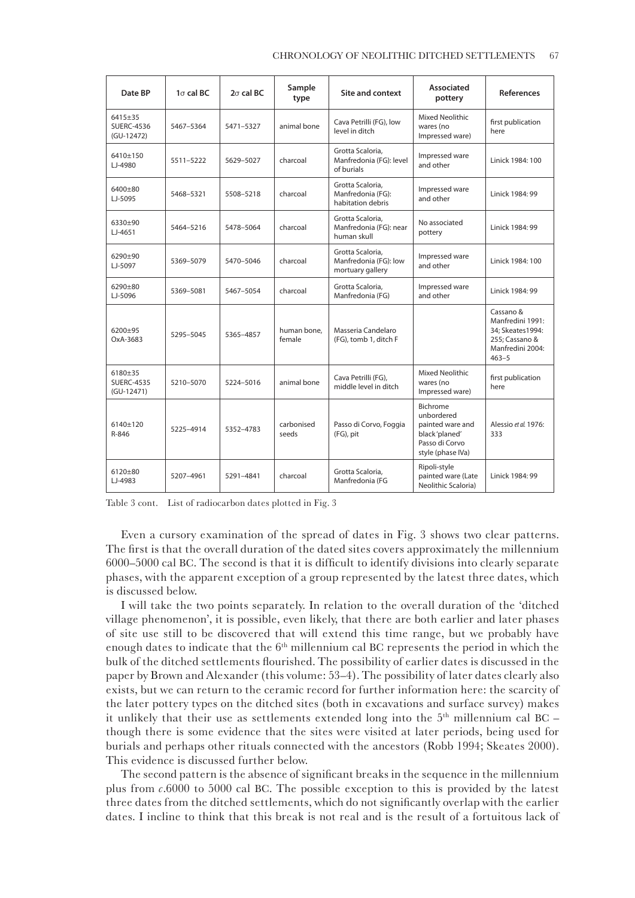| Date BP | 1σ cal BC | 2σ cal BC | Sample type | Site and context | Associated pottery | References |
|---|---|---|---|---|---|---|
| 6415±35 SUERC-4536 (GU-12472) | 5467–5364 | 5471–5327 | animal bone | Cava Petrilli (FG), low level in ditch | Mixed Neolithic wares (no Impressed ware) | first publication here |
| 6410±150 LJ-4980 | 5511–5222 | 5629–5027 | charcoal | Grotta Scaloria, Manfredonia (FG): level of burials | Impressed ware and other | Linick 1984: 100 |
| 6400±80 LJ-5095 | 5468–5321 | 5508–5218 | charcoal | Grotta Scaloria, Manfredonia (FG): habitation debris | Impressed ware and other | Linick 1984: 99 |
| 6330±90 LJ-4651 | 5464–5216 | 5478–5064 | charcoal | Grotta Scaloria, Manfredonia (FG): near human skull | No associated pottery | Linick 1984: 99 |
| 6290±90 LJ-5097 | 5369–5079 | 5470–5046 | charcoal | Grotta Scaloria, Manfredonia (FG): low mortuary gallery | Impressed ware and other | Linick 1984: 100 |
| 6290±80 LJ-5096 | 5369–5081 | 5467–5054 | charcoal | Grotta Scaloria, Manfredonia (FG) | Impressed ware and other | Linick 1984: 99 |
| 6200±95 OxA-3683 | 5295–5045 | 5365–4857 | human bone, female | Masseria Candelaro (FG), tomb 1, ditch F | | Cassano & Manfredini 1991: 34; Skeates1994: 255; Cassano & Manfredini 2004: 463–5 |
| 6180±35 SUERC-4535 (GU-12471) | 5210–5070 | 5224–5016 | animal bone | Cava Petrilli (FG), middle level in ditch | Mixed Neolithic wares (no Impressed ware) | first publication here |
| 6140±120 R-846 | 5225–4914 | 5352–4783 | carbonised seeds | Passo di Corvo, Foggia (FG), pit | Bichrome unbordered painted ware and black 'planed' Passo di Corvo style (phase IVa) | Alessio *et al.* 1976: 333 |
| 6120±80 LJ-4983 | 5207–4961 | 5291–4841 | charcoal | Grotta Scaloria, Manfredonia (FG | Ripoli-style painted ware (Late Neolithic Scaloria) | Linick 1984: 99 |

Table 3 cont. List of radiocarbon dates plotted in Fig. 3

Even a cursory examination of the spread of dates in Fig. 3 shows two clear patterns. The first is that the overall duration of the dated sites covers approximately the millennium 6000–5000 cal BC. The second is that it is difficult to identify divisions into clearly separate phases, with the apparent exception of a group represented by the latest three dates, which is discussed below.

I will take the two points separately. In relation to the overall duration of the 'ditched village phenomenon', it is possible, even likely, that there are both earlier and later phases of site use still to be discovered that will extend this time range, but we probably have enough dates to indicate that the 6th millennium cal BC represents the period in which the bulk of the ditched settlements flourished. The possibility of earlier dates is discussed in the paper by Brown and Alexander (this volume: 53–4). The possibility of later dates clearly also exists, but we can return to the ceramic record for further information here: the scarcity of the later pottery types on the ditched sites (both in excavations and surface survey) makes it unlikely that their use as settlements extended long into the 5th millennium cal BC – though there is some evidence that the sites were visited at later periods, being used for burials and perhaps other rituals connected with the ancestors (Robb 1994; Skeates 2000). This evidence is discussed further below.

The second pattern is the absence of significant breaks in the sequence in the millennium plus from *c.*6000 to 5000 cal BC. The possible exception to this is provided by the latest three dates from the ditched settlements, which do not significantly overlap with the earlier dates. I incline to think that this break is not real and is the result of a fortuitous lack of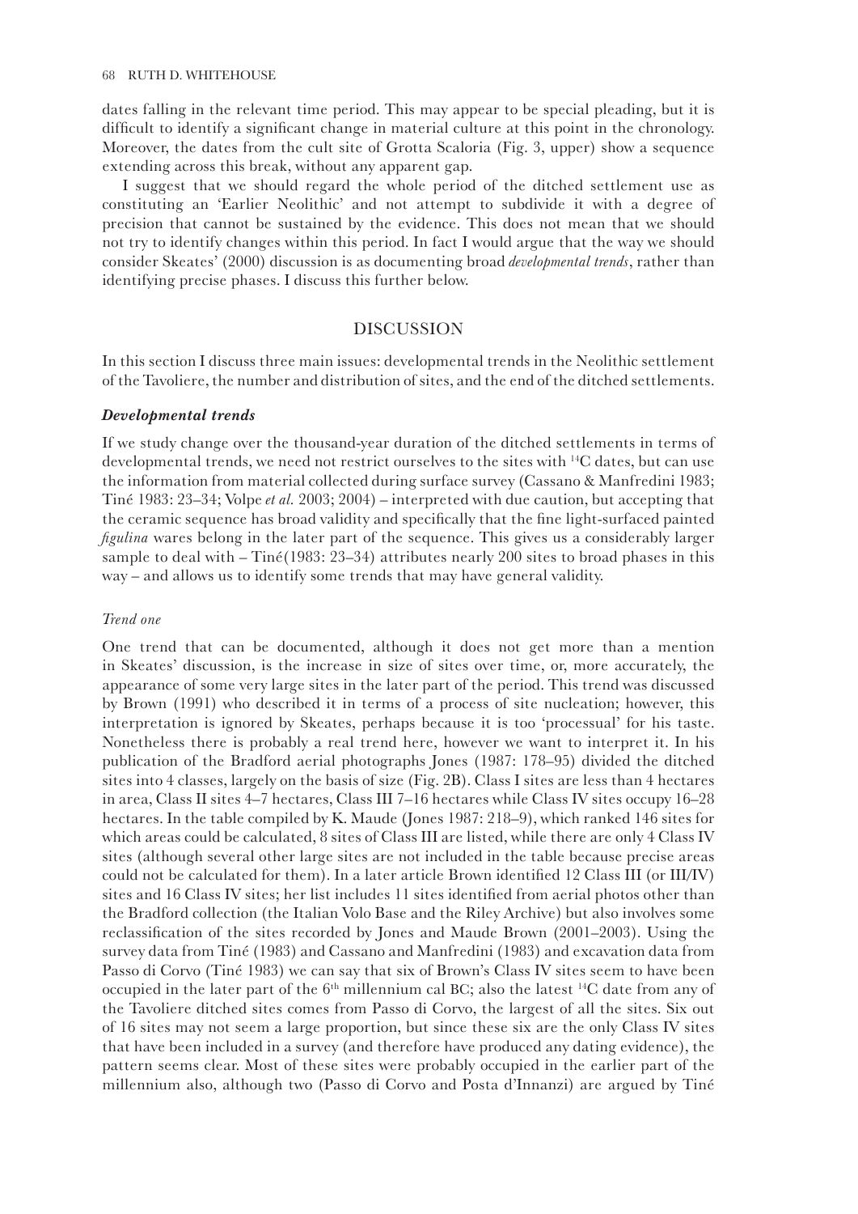dates falling in the relevant time period. This may appear to be special pleading, but it is difficult to identify a significant change in material culture at this point in the chronology. Moreover, the dates from the cult site of Grotta Scaloria (Fig. 3, upper) show a sequence extending across this break, without any apparent gap.

I suggest that we should regard the whole period of the ditched settlement use as constituting an 'Earlier Neolithic' and not attempt to subdivide it with a degree of precision that cannot be sustained by the evidence. This does not mean that we should not try to identify changes within this period. In fact I would argue that the way we should consider Skeates' (2000) discussion is as documenting broad *developmental trends*, rather than identifying precise phases. I discuss this further below.

## DISCUSSION

In this section I discuss three main issues: developmental trends in the Neolithic settlement of the Tavoliere, the number and distribution of sites, and the end of the ditched settlements.

### *Developmental trends*

If we study change over the thousand-year duration of the ditched settlements in terms of developmental trends, we need not restrict ourselves to the sites with $^{14}$C dates, but can use the information from material collected during surface survey (Cassano & Manfredini 1983; Tiné 1983: 23–34; Volpe *et al.* 2003; 2004) – interpreted with due caution, but accepting that the ceramic sequence has broad validity and specifically that the fine light-surfaced painted *figulina* wares belong in the later part of the sequence. This gives us a considerably larger sample to deal with – Tiné(1983: 23–34) attributes nearly 200 sites to broad phases in this way – and allows us to identify some trends that may have general validity.

#### *Trend one*

One trend that can be documented, although it does not get more than a mention in Skeates' discussion, is the increase in size of sites over time, or, more accurately, the appearance of some very large sites in the later part of the period. This trend was discussed by Brown (1991) who described it in terms of a process of site nucleation; however, this interpretation is ignored by Skeates, perhaps because it is too 'processual' for his taste. Nonetheless there is probably a real trend here, however we want to interpret it. In his publication of the Bradford aerial photographs Jones (1987: 178–95) divided the ditched sites into 4 classes, largely on the basis of size (Fig. 2B). Class I sites are less than 4 hectares in area, Class II sites 4–7 hectares, Class III 7–16 hectares while Class IV sites occupy 16–28 hectares. In the table compiled by K. Maude (Jones 1987: 218–9), which ranked 146 sites for which areas could be calculated, 8 sites of Class III are listed, while there are only 4 Class IV sites (although several other large sites are not included in the table because precise areas could not be calculated for them). In a later article Brown identified 12 Class III (or III/IV) sites and 16 Class IV sites; her list includes 11 sites identified from aerial photos other than the Bradford collection (the Italian Volo Base and the Riley Archive) but also involves some reclassification of the sites recorded by Jones and Maude Brown (2001–2003). Using the survey data from Tiné (1983) and Cassano and Manfredini (1983) and excavation data from Passo di Corvo (Tiné 1983) we can say that six of Brown's Class IV sites seem to have been occupied in the later part of the 6$^{th}$ millennium cal BC; also the latest $^{14}$C date from any of the Tavoliere ditched sites comes from Passo di Corvo, the largest of all the sites. Six out of 16 sites may not seem a large proportion, but since these six are the only Class IV sites that have been included in a survey (and therefore have produced any dating evidence), the pattern seems clear. Most of these sites were probably occupied in the earlier part of the millennium also, although two (Passo di Corvo and Posta d'Innanzi) are argued by Tiné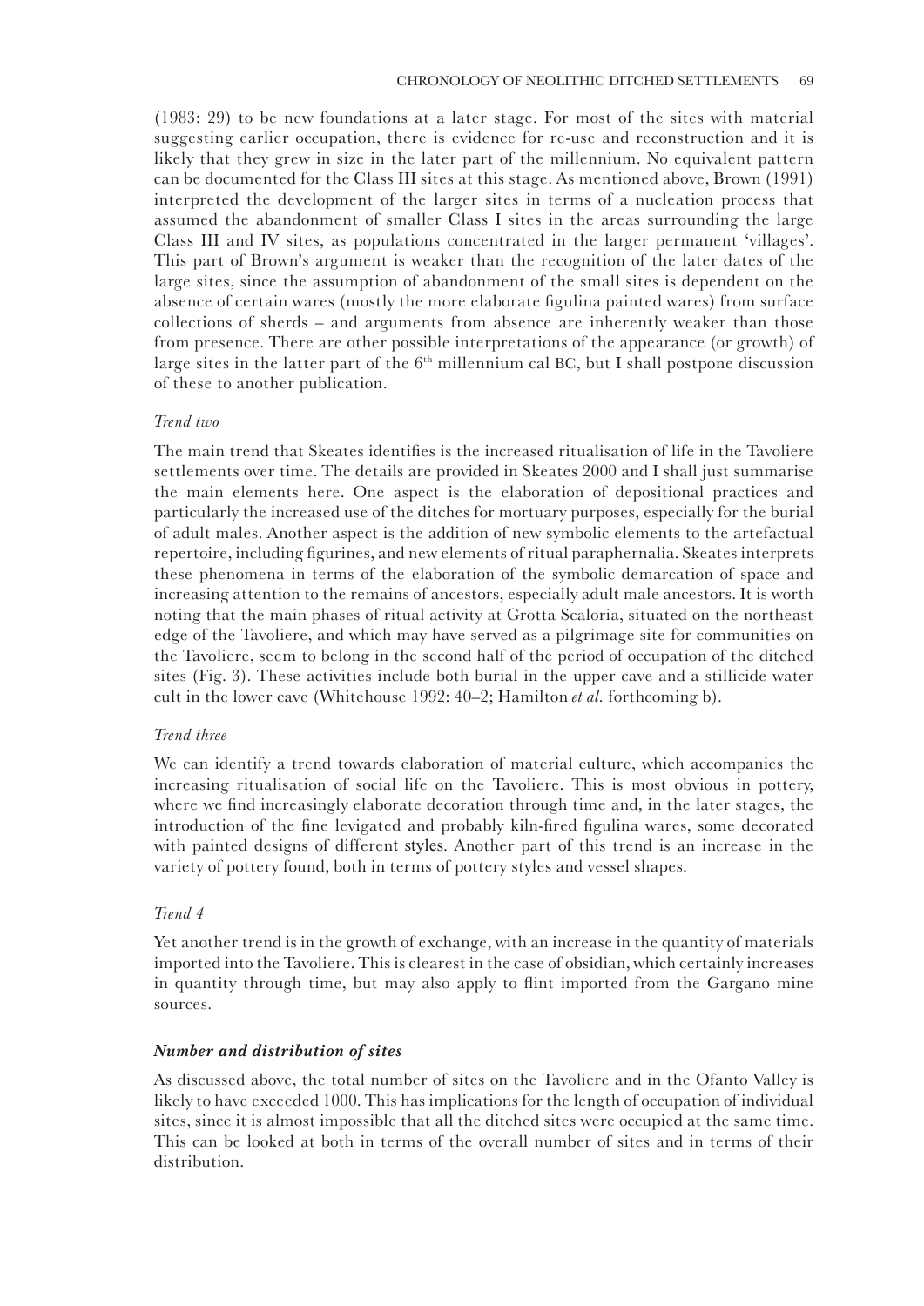(1983: 29) to be new foundations at a later stage. For most of the sites with material suggesting earlier occupation, there is evidence for re-use and reconstruction and it is likely that they grew in size in the later part of the millennium. No equivalent pattern can be documented for the Class III sites at this stage. As mentioned above, Brown (1991) interpreted the development of the larger sites in terms of a nucleation process that assumed the abandonment of smaller Class I sites in the areas surrounding the large Class III and IV sites, as populations concentrated in the larger permanent 'villages'. This part of Brown's argument is weaker than the recognition of the later dates of the large sites, since the assumption of abandonment of the small sites is dependent on the absence of certain wares (mostly the more elaborate figulina painted wares) from surface collections of sherds – and arguments from absence are inherently weaker than those from presence. There are other possible interpretations of the appearance (or growth) of large sites in the latter part of the 6th millennium cal BC, but I shall postpone discussion of these to another publication.

*Trend two*

The main trend that Skeates identifies is the increased ritualisation of life in the Tavoliere settlements over time. The details are provided in Skeates 2000 and I shall just summarise the main elements here. One aspect is the elaboration of depositional practices and particularly the increased use of the ditches for mortuary purposes, especially for the burial of adult males. Another aspect is the addition of new symbolic elements to the artefactual repertoire, including figurines, and new elements of ritual paraphernalia. Skeates interprets these phenomena in terms of the elaboration of the symbolic demarcation of space and increasing attention to the remains of ancestors, especially adult male ancestors. It is worth noting that the main phases of ritual activity at Grotta Scaloria, situated on the northeast edge of the Tavoliere, and which may have served as a pilgrimage site for communities on the Tavoliere, seem to belong in the second half of the period of occupation of the ditched sites (Fig. 3). These activities include both burial in the upper cave and a stillicide water cult in the lower cave (Whitehouse 1992: 40–2; Hamilton *et al.* forthcoming b).

*Trend three*

We can identify a trend towards elaboration of material culture, which accompanies the increasing ritualisation of social life on the Tavoliere. This is most obvious in pottery, where we find increasingly elaborate decoration through time and, in the later stages, the introduction of the fine levigated and probably kiln-fired figulina wares, some decorated with painted designs of different styles. Another part of this trend is an increase in the variety of pottery found, both in terms of pottery styles and vessel shapes.

*Trend 4*

Yet another trend is in the growth of exchange, with an increase in the quantity of materials imported into the Tavoliere. This is clearest in the case of obsidian, which certainly increases in quantity through time, but may also apply to flint imported from the Gargano mine sources.

### *Number and distribution of sites*

As discussed above, the total number of sites on the Tavoliere and in the Ofanto Valley is likely to have exceeded 1000. This has implications for the length of occupation of individual sites, since it is almost impossible that all the ditched sites were occupied at the same time. This can be looked at both in terms of the overall number of sites and in terms of their distribution.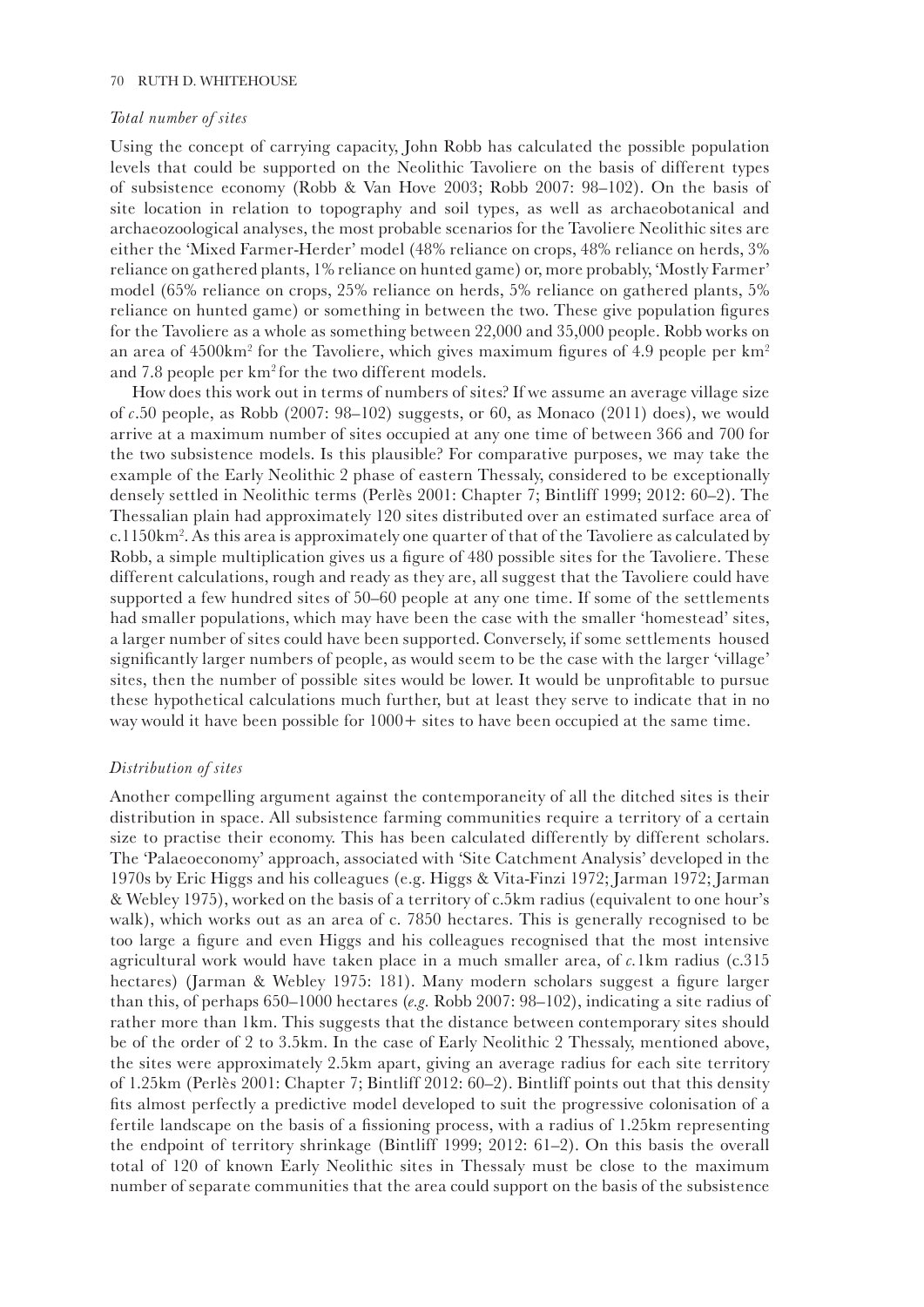### *Total number of sites*

Using the concept of carrying capacity, John Robb has calculated the possible population levels that could be supported on the Neolithic Tavoliere on the basis of different types of subsistence economy (Robb & Van Hove 2003; Robb 2007: 98–102). On the basis of site location in relation to topography and soil types, as well as archaeobotanical and archaeozoological analyses, the most probable scenarios for the Tavoliere Neolithic sites are either the 'Mixed Farmer-Herder' model (48% reliance on crops, 48% reliance on herds, 3% reliance on gathered plants, 1% reliance on hunted game) or, more probably, 'Mostly Farmer' model (65% reliance on crops, 25% reliance on herds, 5% reliance on gathered plants, 5% reliance on hunted game) or something in between the two. These give population figures for the Tavoliere as a whole as something between 22,000 and 35,000 people. Robb works on an area of 4500km$^2$ for the Tavoliere, which gives maximum figures of 4.9 people per km$^2$ and 7.8 people per km$^2$ for the two different models.

How does this work out in terms of numbers of sites? If we assume an average village size of *c.*50 people, as Robb (2007: 98–102) suggests, or 60, as Monaco (2011) does), we would arrive at a maximum number of sites occupied at any one time of between 366 and 700 for the two subsistence models. Is this plausible? For comparative purposes, we may take the example of the Early Neolithic 2 phase of eastern Thessaly, considered to be exceptionally densely settled in Neolithic terms (Perlès 2001: Chapter 7; Bintliff 1999; 2012: 60–2). The Thessalian plain had approximately 120 sites distributed over an estimated surface area of c.1150km$^2$. As this area is approximately one quarter of that of the Tavoliere as calculated by Robb, a simple multiplication gives us a figure of 480 possible sites for the Tavoliere. These different calculations, rough and ready as they are, all suggest that the Tavoliere could have supported a few hundred sites of 50–60 people at any one time. If some of the settlements had smaller populations, which may have been the case with the smaller 'homestead' sites, a larger number of sites could have been supported. Conversely, if some settlements housed significantly larger numbers of people, as would seem to be the case with the larger 'village' sites, then the number of possible sites would be lower. It would be unprofitable to pursue these hypothetical calculations much further, but at least they serve to indicate that in no way would it have been possible for 1000+ sites to have been occupied at the same time.

### *Distribution of sites*

Another compelling argument against the contemporaneity of all the ditched sites is their distribution in space. All subsistence farming communities require a territory of a certain size to practise their economy. This has been calculated differently by different scholars. The 'Palaeoeconomy' approach, associated with 'Site Catchment Analysis' developed in the 1970s by Eric Higgs and his colleagues (e.g. Higgs & Vita-Finzi 1972; Jarman 1972; Jarman & Webley 1975), worked on the basis of a territory of c.5km radius (equivalent to one hour's walk), which works out as an area of c. 7850 hectares. This is generally recognised to be too large a figure and even Higgs and his colleagues recognised that the most intensive agricultural work would have taken place in a much smaller area, of *c.*1km radius (c.315 hectares) (Jarman & Webley 1975: 181). Many modern scholars suggest a figure larger than this, of perhaps 650–1000 hectares (*e.g.* Robb 2007: 98–102), indicating a site radius of rather more than 1km. This suggests that the distance between contemporary sites should be of the order of 2 to 3.5km. In the case of Early Neolithic 2 Thessaly, mentioned above, the sites were approximately 2.5km apart, giving an average radius for each site territory of 1.25km (Perlès 2001: Chapter 7; Bintliff 2012: 60–2). Bintliff points out that this density fits almost perfectly a predictive model developed to suit the progressive colonisation of a fertile landscape on the basis of a fissioning process, with a radius of 1.25km representing the endpoint of territory shrinkage (Bintliff 1999; 2012: 61–2). On this basis the overall total of 120 of known Early Neolithic sites in Thessaly must be close to the maximum number of separate communities that the area could support on the basis of the subsistence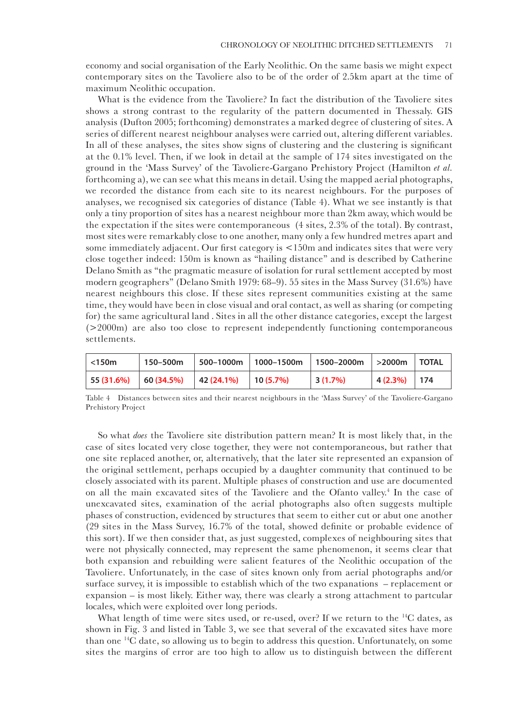economy and social organisation of the Early Neolithic. On the same basis we might expect contemporary sites on the Tavoliere also to be of the order of 2.5km apart at the time of maximum Neolithic occupation.

What is the evidence from the Tavoliere? In fact the distribution of the Tavoliere sites shows a strong contrast to the regularity of the pattern documented in Thessaly. GIS analysis (Dufton 2005; forthcoming) demonstrates a marked degree of clustering of sites. A series of different nearest neighbour analyses were carried out, altering different variables. In all of these analyses, the sites show signs of clustering and the clustering is significant at the 0.1% level. Then, if we look in detail at the sample of 174 sites investigated on the ground in the 'Mass Survey' of the Tavoliere-Gargano Prehistory Project (Hamilton *et al.* forthcoming a), we can see what this means in detail. Using the mapped aerial photographs, we recorded the distance from each site to its nearest neighbours. For the purposes of analyses, we recognised six categories of distance (Table 4). What we see instantly is that only a tiny proportion of sites has a nearest neighbour more than 2km away, which would be the expectation if the sites were contemporaneous (4 sites, 2.3% of the total). By contrast, most sites were remarkably close to one another, many only a few hundred metres apart and some immediately adjacent. Our first category is <150m and indicates sites that were very close together indeed: 150m is known as "hailing distance" and is described by Catherine Delano Smith as "the pragmatic measure of isolation for rural settlement accepted by most modern geographers" (Delano Smith 1979: 68–9). 55 sites in the Mass Survey (31.6%) have nearest neighbours this close. If these sites represent communities existing at the same time, they would have been in close visual and oral contact, as well as sharing (or competing for) the same agricultural land . Sites in all the other distance categories, except the largest (>2000m) are also too close to represent independently functioning contemporaneous settlements.

| <150m | 150–500m | 500–1000m | 1000–1500m | 1500–2000m | >2000m | TOTAL |
|---|---|---|---|---|---|---|
| 55 (31.6%) | 60 (34.5%) | 42 (24.1%) | 10 (5.7%) | 3 (1.7%) | 4 (2.3%) | 174 |

Table 4 Distances between sites and their nearest neighbours in the 'Mass Survey' of the Tavoliere-Gargano Prehistory Project

So what *does* the Tavoliere site distribution pattern mean? It is most likely that, in the case of sites located very close together, they were not contemporaneous, but rather that one site replaced another, or, alternatively, that the later site represented an expansion of the original settlement, perhaps occupied by a daughter community that continued to be closely associated with its parent. Multiple phases of construction and use are documented on all the main excavated sites of the Tavoliere and the Ofanto valley.[4] In the case of unexcavated sites, examination of the aerial photographs also often suggests multiple phases of construction, evidenced by structures that seem to either cut or abut one another (29 sites in the Mass Survey, 16.7% of the total, showed definite or probable evidence of this sort). If we then consider that, as just suggested, complexes of neighbouring sites that were not physically connected, may represent the same phenomenon, it seems clear that both expansion and rebuilding were salient features of the Neolithic occupation of the Tavoliere. Unfortunately, in the case of sites known only from aerial photographs and/or surface survey, it is impossible to establish which of the two expanations – replacement or expansion – is most likely. Either way, there was clearly a strong attachment to partcular locales, which were exploited over long periods.

What length of time were sites used, or re-used, over? If we return to the $^{14}$C dates, as shown in Fig. 3 and listed in Table 3, we see that several of the excavated sites have more than one $^{14}$C date, so allowing us to begin to address this question. Unfortunately, on some sites the margins of error are too high to allow us to distinguish between the different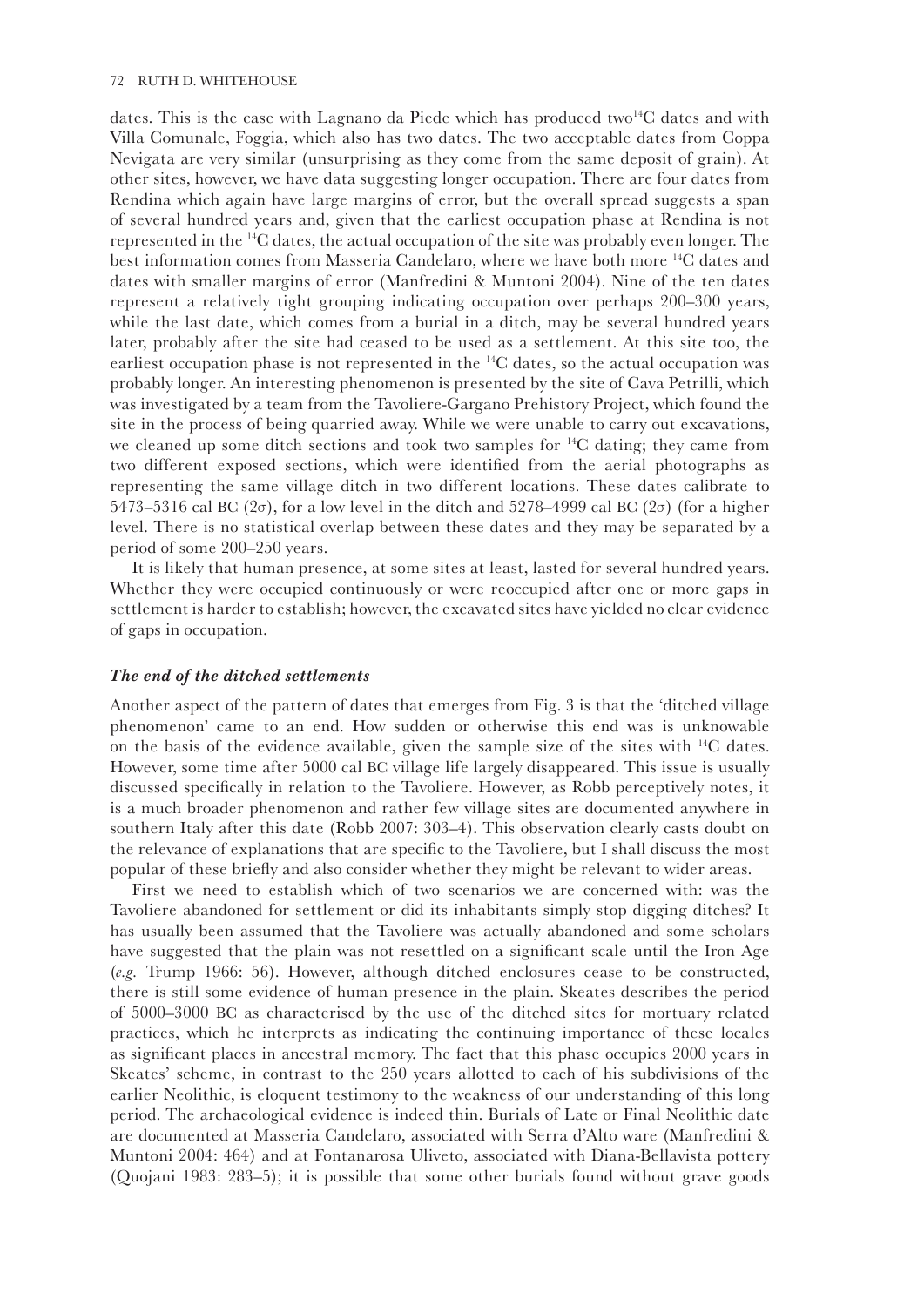dates. This is the case with Lagnano da Piede which has produced two $^{14}$C dates and with Villa Comunale, Foggia, which also has two dates. The two acceptable dates from Coppa Nevigata are very similar (unsurprising as they come from the same deposit of grain). At other sites, however, we have data suggesting longer occupation. There are four dates from Rendina which again have large margins of error, but the overall spread suggests a span of several hundred years and, given that the earliest occupation phase at Rendina is not represented in the $^{14}$C dates, the actual occupation of the site was probably even longer. The best information comes from Masseria Candelaro, where we have both more $^{14}$C dates and dates with smaller margins of error (Manfredini & Muntoni 2004). Nine of the ten dates represent a relatively tight grouping indicating occupation over perhaps 200–300 years, while the last date, which comes from a burial in a ditch, may be several hundred years later, probably after the site had ceased to be used as a settlement. At this site too, the earliest occupation phase is not represented in the $^{14}$C dates, so the actual occupation was probably longer. An interesting phenomenon is presented by the site of Cava Petrilli, which was investigated by a team from the Tavoliere-Gargano Prehistory Project, which found the site in the process of being quarried away. While we were unable to carry out excavations, we cleaned up some ditch sections and took two samples for $^{14}$C dating; they came from two different exposed sections, which were identified from the aerial photographs as representing the same village ditch in two different locations. These dates calibrate to 5473–5316 cal BC ($2\sigma$), for a low level in the ditch and 5278–4999 cal BC ($2\sigma$) (for a higher level. There is no statistical overlap between these dates and they may be separated by a period of some 200–250 years.

It is likely that human presence, at some sites at least, lasted for several hundred years. Whether they were occupied continuously or were reoccupied after one or more gaps in settlement is harder to establish; however, the excavated sites have yielded no clear evidence of gaps in occupation.

### *The end of the ditched settlements*

Another aspect of the pattern of dates that emerges from Fig. 3 is that the 'ditched village phenomenon' came to an end. How sudden or otherwise this end was is unknowable on the basis of the evidence available, given the sample size of the sites with $^{14}$C dates. However, some time after 5000 cal BC village life largely disappeared. This issue is usually discussed specifically in relation to the Tavoliere. However, as Robb perceptively notes, it is a much broader phenomenon and rather few village sites are documented anywhere in southern Italy after this date (Robb 2007: 303–4). This observation clearly casts doubt on the relevance of explanations that are specific to the Tavoliere, but I shall discuss the most popular of these briefly and also consider whether they might be relevant to wider areas.

First we need to establish which of two scenarios we are concerned with: was the Tavoliere abandoned for settlement or did its inhabitants simply stop digging ditches? It has usually been assumed that the Tavoliere was actually abandoned and some scholars have suggested that the plain was not resettled on a significant scale until the Iron Age (*e.g.* Trump 1966: 56). However, although ditched enclosures cease to be constructed, there is still some evidence of human presence in the plain. Skeates describes the period of 5000–3000 BC as characterised by the use of the ditched sites for mortuary related practices, which he interprets as indicating the continuing importance of these locales as significant places in ancestral memory. The fact that this phase occupies 2000 years in Skeates' scheme, in contrast to the 250 years allotted to each of his subdivisions of the earlier Neolithic, is eloquent testimony to the weakness of our understanding of this long period. The archaeological evidence is indeed thin. Burials of Late or Final Neolithic date are documented at Masseria Candelaro, associated with Serra d'Alto ware (Manfredini & Muntoni 2004: 464) and at Fontanarosa Uliveto, associated with Diana-Bellavista pottery (Quojani 1983: 283–5); it is possible that some other burials found without grave goods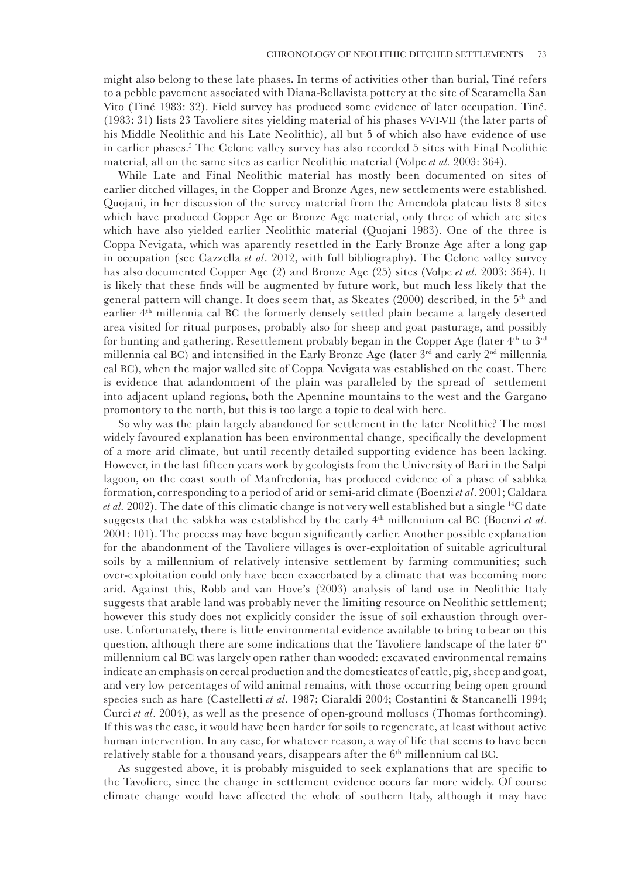might also belong to these late phases. In terms of activities other than burial, Tiné refers to a pebble pavement associated with Diana-Bellavista pottery at the site of Scaramella San Vito (Tiné 1983: 32). Field survey has produced some evidence of later occupation. Tiné. (1983: 31) lists 23 Tavoliere sites yielding material of his phases V-VI-VII (the later parts of his Middle Neolithic and his Late Neolithic), all but 5 of which also have evidence of use in earlier phases.[5] The Celone valley survey has also recorded 5 sites with Final Neolithic material, all on the same sites as earlier Neolithic material (Volpe *et al.* 2003: 364).

While Late and Final Neolithic material has mostly been documented on sites of earlier ditched villages, in the Copper and Bronze Ages, new settlements were established. Quojani, in her discussion of the survey material from the Amendola plateau lists 8 sites which have produced Copper Age or Bronze Age material, only three of which are sites which have also yielded earlier Neolithic material (Quojani 1983). One of the three is Coppa Nevigata, which was aparently resettled in the Early Bronze Age after a long gap in occupation (see Cazzella *et al*. 2012, with full bibliography). The Celone valley survey has also documented Copper Age (2) and Bronze Age (25) sites (Volpe *et al.* 2003: 364). It is likely that these finds will be augmented by future work, but much less likely that the general pattern will change. It does seem that, as Skeates (2000) described, in the 5th and earlier 4th millennia cal BC the formerly densely settled plain became a largely deserted area visited for ritual purposes, probably also for sheep and goat pasturage, and possibly for hunting and gathering. Resettlement probably began in the Copper Age (later 4th to 3rd millennia cal BC) and intensified in the Early Bronze Age (later 3rd and early 2nd millennia cal BC), when the major walled site of Coppa Nevigata was established on the coast. There is evidence that adandonment of the plain was paralleled by the spread of settlement into adjacent upland regions, both the Apennine mountains to the west and the Gargano promontory to the north, but this is too large a topic to deal with here.

So why was the plain largely abandoned for settlement in the later Neolithic? The most widely favoured explanation has been environmental change, specifically the development of a more arid climate, but until recently detailed supporting evidence has been lacking. However, in the last fifteen years work by geologists from the University of Bari in the Salpi lagoon, on the coast south of Manfredonia, has produced evidence of a phase of sabhka formation, corresponding to a period of arid or semi-arid climate (Boenzi *et al*. 2001; Caldara *et al.* 2002). The date of this climatic change is not very well established but a single $^{14}$C date suggests that the sabkha was established by the early 4th millennium cal BC (Boenzi *et al*. 2001: 101). The process may have begun significantly earlier. Another possible explanation for the abandonment of the Tavoliere villages is over-exploitation of suitable agricultural soils by a millennium of relatively intensive settlement by farming communities; such over-exploitation could only have been exacerbated by a climate that was becoming more arid. Against this, Robb and van Hove's (2003) analysis of land use in Neolithic Italy suggests that arable land was probably never the limiting resource on Neolithic settlement; however this study does not explicitly consider the issue of soil exhaustion through over-use. Unfortunately, there is little environmental evidence available to bring to bear on this question, although there are some indications that the Tavoliere landscape of the later 6th millennium cal BC was largely open rather than wooded: excavated environmental remains indicate an emphasis on cereal production and the domesticates of cattle, pig, sheep and goat, and very low percentages of wild animal remains, with those occurring being open ground species such as hare (Castelletti *et al*. 1987; Ciaraldi 2004; Costantini & Stancanelli 1994; Curci *et al*. 2004), as well as the presence of open-ground molluscs (Thomas forthcoming). If this was the case, it would have been harder for soils to regenerate, at least without active human intervention. In any case, for whatever reason, a way of life that seems to have been relatively stable for a thousand years, disappears after the 6th millennium cal BC.

As suggested above, it is probably misguided to seek explanations that are specific to the Tavoliere, since the change in settlement evidence occurs far more widely. Of course climate change would have affected the whole of southern Italy, although it may have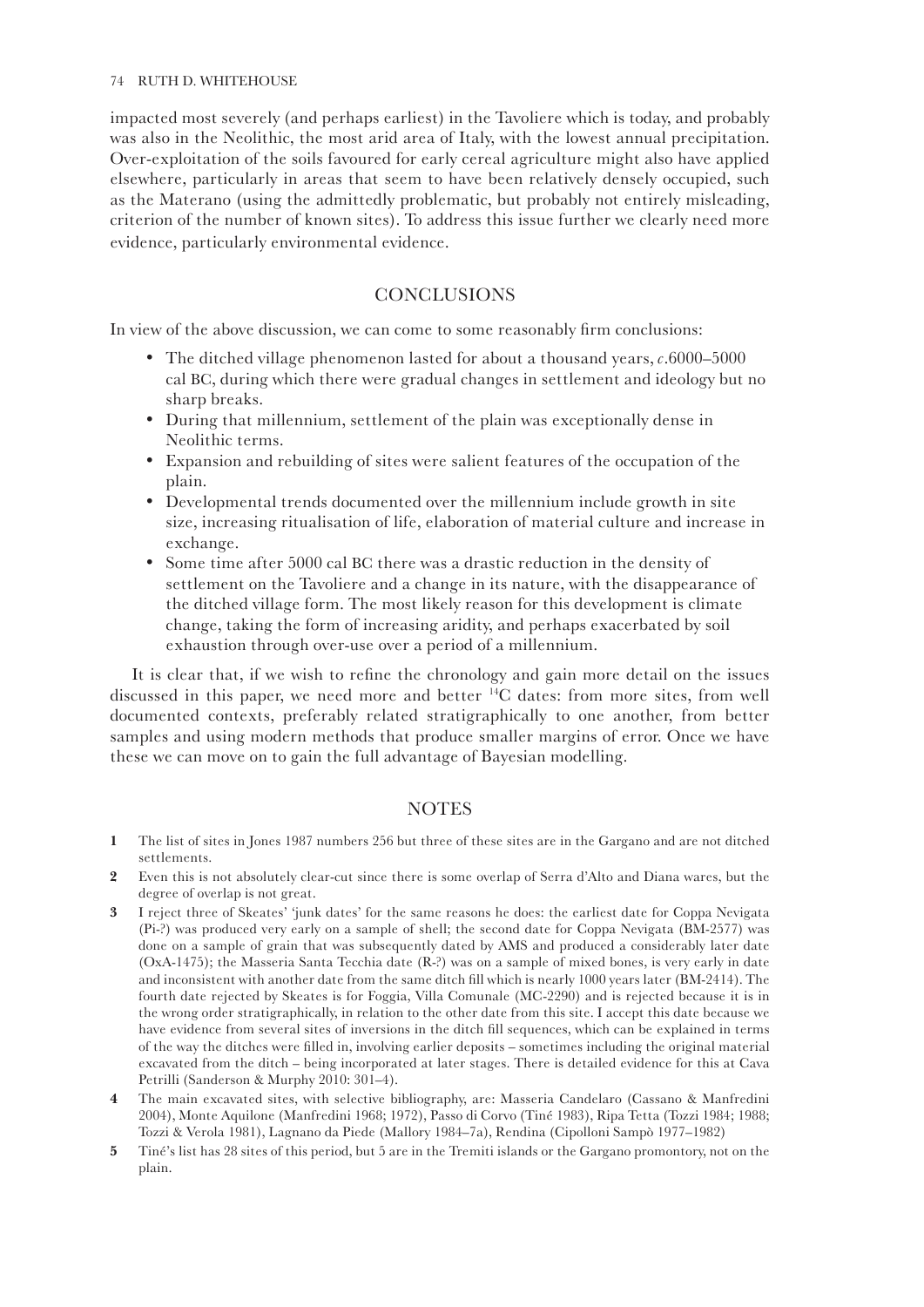impacted most severely (and perhaps earliest) in the Tavoliere which is today, and probably was also in the Neolithic, the most arid area of Italy, with the lowest annual precipitation. Over-exploitation of the soils favoured for early cereal agriculture might also have applied elsewhere, particularly in areas that seem to have been relatively densely occupied, such as the Materano (using the admittedly problematic, but probably not entirely misleading, criterion of the number of known sites). To address this issue further we clearly need more evidence, particularly environmental evidence.

## CONCLUSIONS

In view of the above discussion, we can come to some reasonably firm conclusions:

- The ditched village phenomenon lasted for about a thousand years, *c.*6000–5000 cal BC, during which there were gradual changes in settlement and ideology but no sharp breaks.
- During that millennium, settlement of the plain was exceptionally dense in Neolithic terms.
- Expansion and rebuilding of sites were salient features of the occupation of the plain.
- Developmental trends documented over the millennium include growth in site size, increasing ritualisation of life, elaboration of material culture and increase in exchange.
- Some time after 5000 cal BC there was a drastic reduction in the density of settlement on the Tavoliere and a change in its nature, with the disappearance of the ditched village form. The most likely reason for this development is climate change, taking the form of increasing aridity, and perhaps exacerbated by soil exhaustion through over-use over a period of a millennium.

It is clear that, if we wish to refine the chronology and gain more detail on the issues discussed in this paper, we need more and better $^{14}$C dates: from more sites, from well documented contexts, preferably related stratigraphically to one another, from better samples and using modern methods that produce smaller margins of error. Once we have these we can move on to gain the full advantage of Bayesian modelling.

## NOTES

**1** The list of sites in Jones 1987 numbers 256 but three of these sites are in the Gargano and are not ditched settlements.

**2** Even this is not absolutely clear-cut since there is some overlap of Serra d'Alto and Diana wares, but the degree of overlap is not great.

**3** I reject three of Skeates' 'junk dates' for the same reasons he does: the earliest date for Coppa Nevigata (Pi-?) was produced very early on a sample of shell; the second date for Coppa Nevigata (BM-2577) was done on a sample of grain that was subsequently dated by AMS and produced a considerably later date (OxA-1475); the Masseria Santa Tecchia date (R-?) was on a sample of mixed bones, is very early in date and inconsistent with another date from the same ditch fill which is nearly 1000 years later (BM-2414). The fourth date rejected by Skeates is for Foggia, Villa Comunale (MC-2290) and is rejected because it is in the wrong order stratigraphically, in relation to the other date from this site. I accept this date because we have evidence from several sites of inversions in the ditch fill sequences, which can be explained in terms of the way the ditches were filled in, involving earlier deposits – sometimes including the original material excavated from the ditch – being incorporated at later stages. There is detailed evidence for this at Cava Petrilli (Sanderson & Murphy 2010: 301–4).

**4** The main excavated sites, with selective bibliography, are: Masseria Candelaro (Cassano & Manfredini 2004), Monte Aquilone (Manfredini 1968; 1972), Passo di Corvo (Tiné 1983), Ripa Tetta (Tozzi 1984; 1988; Tozzi & Verola 1981), Lagnano da Piede (Mallory 1984–7a), Rendina (Cipolloni Sampò 1977–1982)

**5** Tiné's list has 28 sites of this period, but 5 are in the Tremiti islands or the Gargano promontory, not on the plain.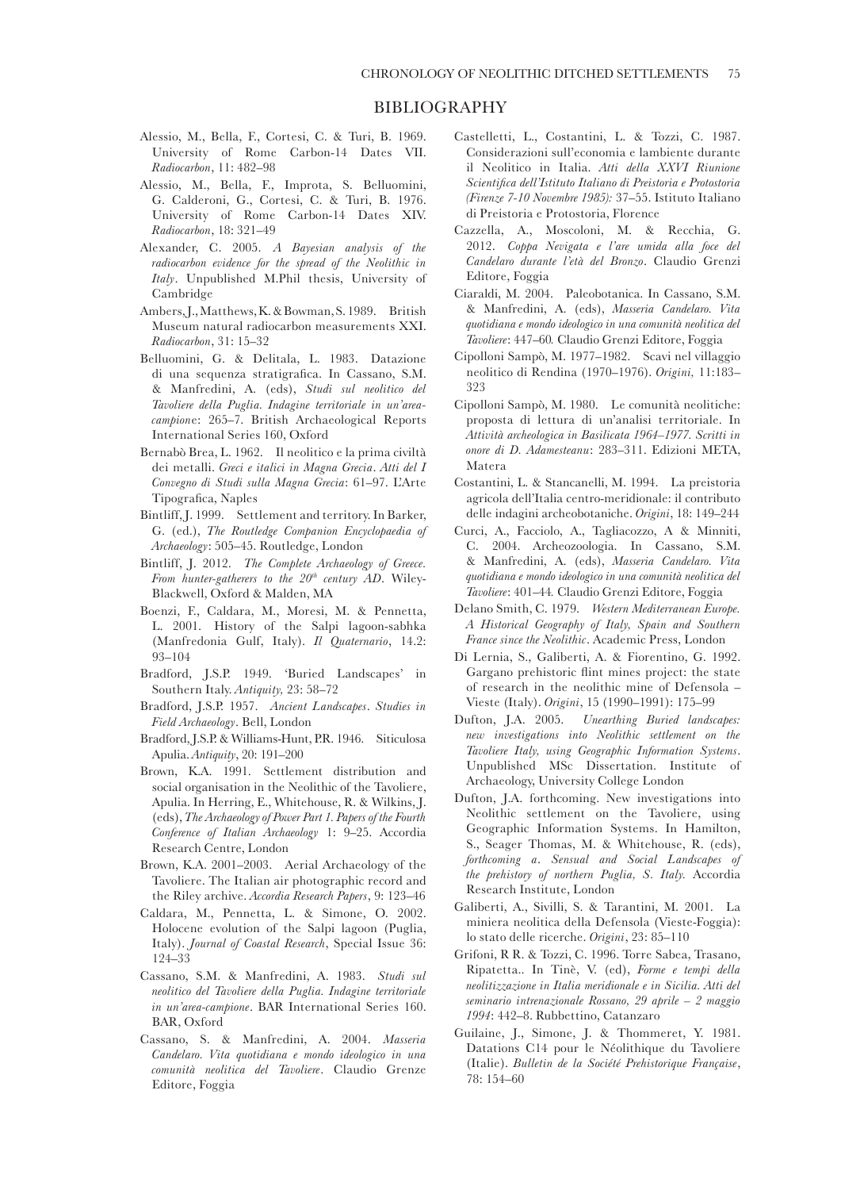## BIBLIOGRAPHY

Alessio, M., Bella, F., Cortesi, C. & Turi, B. 1969. University of Rome Carbon-14 Dates VII. *Radiocarbon*, 11: 482–98

Alessio, M., Bella, F., Improta, S. Belluomini, G. Calderoni, G., Cortesi, C. & Turi, B. 1976. University of Rome Carbon-14 Dates XIV. *Radiocarbon*, 18: 321–49

Alexander, C. 2005. *A Bayesian analysis of the radiocarbon evidence for the spread of the Neolithic in Italy*. Unpublished M.Phil thesis, University of Cambridge

Ambers, J., Matthews, K. & Bowman, S. 1989. British Museum natural radiocarbon measurements XXI. *Radiocarbon*, 31: 15–32

Belluomini, G. & Delitala, L. 1983. Datazione di una sequenza stratigrafica. In Cassano, S.M. & Manfredini, A. (eds), *Studi sul neolitico del Tavoliere della Puglia. Indagine territoriale in un'area-campione*: 265–7. British Archaeological Reports International Series 160, Oxford

Bernabò Brea, L. 1962. Il neolitico e la prima civiltà dei metalli. *Greci e italici in Magna Grecia*. *Atti del I Convegno di Studi sulla Magna Grecia*: 61–97. L'Arte Tipografica, Naples

Bintliff, J. 1999. Settlement and territory. In Barker, G. (ed.), *The Routledge Companion Encyclopaedia of Archaeology*: 505–45. Routledge, London

Bintliff, J. 2012. *The Complete Archaeology of Greece. From hunter-gatherers to the 20th century AD*. Wiley-Blackwell, Oxford & Malden, MA

Boenzi, F., Caldara, M., Moresi, M. & Pennetta, L. 2001. History of the Salpi lagoon-sabhka (Manfredonia Gulf, Italy). *Il Quaternario*, 14.2: 93–104

Bradford, J.S.P. 1949. 'Buried Landscapes' in Southern Italy. *Antiquity,* 23: 58–72

Bradford, J.S.P. 1957. *Ancient Landscapes. Studies in Field Archaeology*. Bell, London

Bradford, J.S.P. & Williams-Hunt, P.R. 1946. Siticulosa Apulia. *Antiquity*, 20: 191–200

Brown, K.A. 1991. Settlement distribution and social organisation in the Neolithic of the Tavoliere, Apulia. In Herring, E., Whitehouse, R. & Wilkins, J. (eds), *The Archaeology of Power Part 1. Papers of the Fourth Conference of Italian Archaeology* 1: 9–25. Accordia Research Centre, London

Brown, K.A. 2001–2003. Aerial Archaeology of the Tavoliere. The Italian air photographic record and the Riley archive. *Accordia Research Papers*, 9: 123–46

Caldara, M., Pennetta, L. & Simone, O. 2002. Holocene evolution of the Salpi lagoon (Puglia, Italy). *Journal of Coastal Research*, Special Issue 36: 124–33

Cassano, S.M. & Manfredini, A. 1983. *Studi sul neolitico del Tavoliere della Puglia. Indagine territoriale in un'area-campione*. BAR International Series 160. BAR, Oxford

Cassano, S. & Manfredini, A. 2004. *Masseria Candelaro. Vita quotidiana e mondo ideologico in una comunità neolitica del Tavoliere*. Claudio Grenze Editore, Foggia

Castelletti, L., Costantini, L. & Tozzi, C. 1987. Considerazioni sull'economia e lambiente durante il Neolitico in Italia. *Atti della XXVI Riunione Scientifica dell'Istituto Italiano di Preistoria e Protostoria (Firenze 7-10 Novembre 1985):* 37–55. Istituto Italiano di Preistoria e Protostoria, Florence

Cazzella, A., Moscoloni, M. & Recchia, G. 2012. *Coppa Nevigata e l'are umida alla foce del Candelaro durante l'età del Bronzo*. Claudio Grenzi Editore, Foggia

Ciaraldi, M. 2004. Paleobotanica. In Cassano, S.M. & Manfredini, A. (eds), *Masseria Candelaro. Vita quotidiana e mondo ideologico in una comunità neolitica del Tavoliere*: 447–60*.* Claudio Grenzi Editore, Foggia

Cipolloni Sampò, M. 1977–1982. Scavi nel villaggio neolitico di Rendina (1970–1976). *Origini,* 11:183–323

Cipolloni Sampò, M. 1980. Le comunità neolitiche: proposta di lettura di un'analisi territoriale. In *Attività archeologica in Basilicata 1964–1977. Scritti in onore di D. Adamesteanu*: 283–311. Edizioni META, Matera

Costantini, L. & Stancanelli, M. 1994. La preistoria agricola dell'Italia centro-meridionale: il contributo delle indagini archeobotaniche. *Origini*, 18: 149–244

Curci, A., Facciolo, A., Tagliacozzo, A & Minniti, C. 2004. Archeozoologia. In Cassano, S.M. & Manfredini, A. (eds), *Masseria Candelaro. Vita quotidiana e mondo ideologico in una comunità neolitica del Tavoliere*: 401–44*.* Claudio Grenzi Editore, Foggia

Delano Smith, C. 1979. *Western Mediterranean Europe. A Historical Geography of Italy, Spain and Southern France since the Neolithic*. Academic Press, London

Di Lernia, S., Galiberti, A. & Fiorentino, G. 1992. Gargano prehistoric flint mines project: the state of research in the neolithic mine of Defensola – Vieste (Italy). *Origini*, 15 (1990–1991): 175–99

Dufton, J.A. 2005. *Unearthing Buried landscapes: new investigations into Neolithic settlement on the Tavoliere Italy, using Geographic Information Systems*. Unpublished MSc Dissertation. Institute of Archaeology, University College London

Dufton, J.A. forthcoming. New investigations into Neolithic settlement on the Tavoliere, using Geographic Information Systems. In Hamilton, S., Seager Thomas, M. & Whitehouse, R. (eds), *forthcoming a*. *Sensual and Social Landscapes of the prehistory of northern Puglia, S. Italy.* Accordia Research Institute, London

Galiberti, A., Sivilli, S. & Tarantini, M. 2001. La miniera neolitica della Defensola (Vieste-Foggia): lo stato delle ricerche. *Origini*, 23: 85–110

Grifoni, R R. & Tozzi, C. 1996. Torre Sabea, Trasano, Ripatetta.. In Tinè, V. (ed), *Forme e tempi della neolitizzazione in Italia meridionale e in Sicilia. Atti del seminario intrenazionale Rossano, 29 aprile – 2 maggio 1994*: 442–8. Rubbettino, Catanzaro

Guilaine, J., Simone, J. & Thommeret, Y. 1981. Datations C14 pour le Néolithique du Tavoliere (Italie). *Bulletin de la Société Prehistorique Française*, 78: 154–60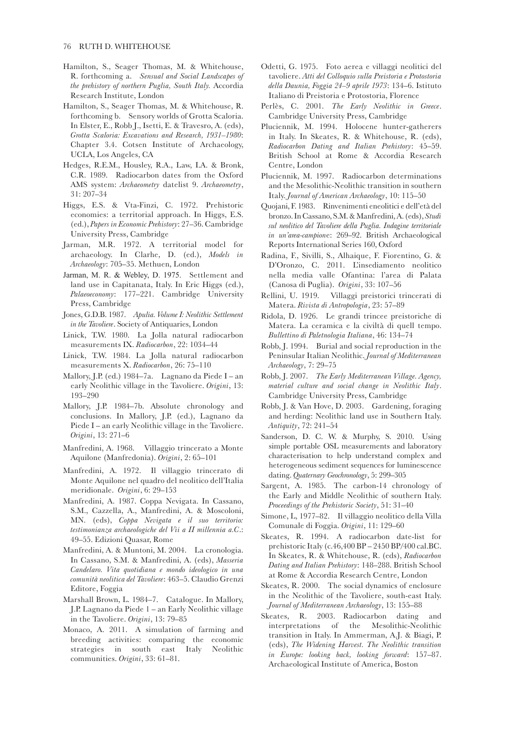Hamilton, S., Seager Thomas, M. & Whitehouse, R. forthcoming a. *Sensual and Social Landscapes of the prehistory of northern Puglia, South Italy.* Accordia Research Institute, London

Hamilton, S., Seager Thomas, M. & Whitehouse, R. forthcoming b. Sensory worlds of Grotta Scaloria. In Elster, E., Robb J., Isetti, E. & Travesro, A. (eds), *Grotta Scaloria: Excavations and Research, 1931–1980*: Chapter 3.4. Cotsen Institute of Archaeology, UCLA, Los Angeles, CA

Hedges, R.E.M., Housley, R.A., Law, I.A. & Bronk, C.R. 1989. Radiocarbon dates from the Oxford AMS system: *Archaeometry* datelist 9. *Archaeometry*, 31: 207–34

Higgs, E.S. & Vta-Finzi, C. 1972. Prehistoric economies: a territorial approach. In Higgs, E.S. (ed.), *Papers in Economic Prehistory*: 27–36. Cambridge University Press, Cambridge

Jarman, M.R. 1972. A territorial model for archaeology. In Clarhe, D. (ed.), *Models in Archaeology*: 705–35. Methuen, London

Jarman, M. R. & Webley, D. 1975. Settlement and land use in Capitanata, Italy. In Eric Higgs (ed.), *Palaeoeconomy*: 177–221. Cambridge University Press, Cambridge

Jones, G.D.B. 1987. *Apulia. Volume I: Neolithic Settlement in the Tavoliere*. Society of Antiquaries, London

Linick, T.W. 1980. La Jolla natural radiocarbon measurements IX. *Radiocarbon*, 22: 1034–44

Linick, T.W. 1984. La Jolla natural radiocarbon measurements X. *Radiocarbon*, 26: 75–110

Mallory, J.P. (ed.) 1984–7a. Lagnano da Piede I – an early Neolithic village in the Tavoliere. *Origini*, 13: 193–290

Mallory, J.P. 1984–7b. Absolute chronology and conclusions. In Mallory, J.P. (ed.), Lagnano da Piede I – an early Neolithic village in the Tavoliere. *Origini*, 13: 271–6

Manfredini, A. 1968. Villaggio trincerato a Monte Aquilone (Manfredonia). *Origini*, 2: 65–101

Manfredini, A. 1972. Il villaggio trincerato di Monte Aquilone nel quadro del neolitico dell'Italia meridionale. *Origini*, 6: 29–153

Manfredini, A. 1987. Coppa Nevigata. In Cassano, S.M., Cazzella, A., Manfredini, A. & Moscoloni, MN. (eds), *Coppa Nevigata e il suo territorio: testimonianza archaeologiche del Vii a II millennia a.C.*: 49–55. Edizioni Quasar, Rome

Manfredini, A. & Muntoni, M. 2004. La cronologia. In Cassano, S.M. & Manfredini, A. (eds), *Masseria Candelaro. Vita quotidiana e mondo ideologico in una comunità neolitica del Tavoliere*: 463–5. Claudio Grenzi Editore, Foggia

Marshall Brown, L. 1984–7. Catalogue. In Mallory, J.P. Lagnano da Piede 1 – an Early Neolithic village in the Tavoliere. *Origini*, 13: 79–85

Monaco, A. 2011. A simulation of farming and breeding activities: comparing the economic strategies in south east Italy Neolithic communities. *Origini*, 33: 61–81.

Odetti, G. 1975. Foto aerea e villaggi neolitici del tavoliere. *Atti del Colloquio sulla Preistoria e Protostoria della Daunia, Foggia 24–9 aprile 1973*: 134–6. Istituto Italiano di Preistoria e Protostoria, Florence

Perlès, C. 2001. *The Early Neolithic in Greece*. Cambridge University Press, Cambridge

Pluciennik, M. 1994. Holocene hunter-gatherers in Italy. In Skeates, R. & Whitehouse, R. (eds), *Radiocarbon Dating and Italian Prehistory*: 45–59. British School at Rome & Accordia Research Centre, London

Pluciennik, M. 1997. Radiocarbon determinations and the Mesolithic-Neolithic transition in southern Italy. *Journal of American Archaeology*, 10: 115–50

Quojani, F. 1983. Rinvenimenti eneolitici e dell'età del bronzo. In Cassano, S.M. & Manfredini, A. (eds), *Studi sul neolitico del Tavoliere della Puglia. Indagine territoriale in un'area-campione*: 269–92. British Archaeological Reports International Series 160, Oxford

Radina, F., Sivilli, S., Alhaique, F. Fiorentino, G. & D'Oronzo, C. 2011. L'insediamento neolitico nella media valle Ofantina: l'area di Palata (Canosa di Puglia). *Origini*, 33: 107–56

Rellini, U. 1919. Villaggi preistorici trincerati di Matera. *Rivista di Antropologia*, 23: 57–89

Ridola, D. 1926. Le grandi trincee preistoriche di Matera. La ceramica e la civiltà di quell tempo. *Bullettino di Paletnologia Italiana*, 46: 134–74

Robb, J. 1994. Burial and social reproduction in the Peninsular Italian Neolithic. *Journal of Mediterranean Archaeology*, 7: 29–75

Robb, J. 2007. *The Early Mediterranean Village. Agency, material culture and social change in Neolithic Italy*. Cambridge University Press, Cambridge

Robb, J. & Van Hove, D. 2003. Gardening, foraging and herding: Neolithic land use in Southern Italy. *Antiquity*, 72: 241–54

Sanderson, D. C. W. & Murphy, S. 2010. Using simple portable OSL measurements and laboratory characterisation to help understand complex and heterogeneous sediment sequences for luminescence dating. *Quaternary Geochronology*, 5: 299–305

Sargent, A. 1985. The carbon-14 chronology of the Early and Middle Neolithic of southern Italy. *Proceedings of the Prehistoric Society*, 51: 31–40

Simone, L, 1977–82. Il villaggio neolitico della Villa Comunale di Foggia. *Origini*, 11: 129–60

Skeates, R. 1994. A radiocarbon date-list for prehistoric Italy (c.46,400 BP – 2450 BP/400 cal.BC. In Skeates, R. & Whitehouse, R. (eds), *Radiocarbon Dating and Italian Prehistory*: 148–288. British School at Rome & Accordia Research Centre, London

Skeates, R. 2000. The social dynamics of enclosure in the Neolithic of the Tavoliere, south-east Italy. *Journal of Mediterranean Archaeology*, 13: 155–88

Skeates, R. 2003. Radiocarbon dating and interpretations of the Mesolithic-Neolithic transition in Italy. In Ammerman, A.J. & Biagi, P. (eds), *The Widening Harvest. The Neolithic transition in Europe: looking back, looking forward*: 157–87. Archaeological Institute of America, Boston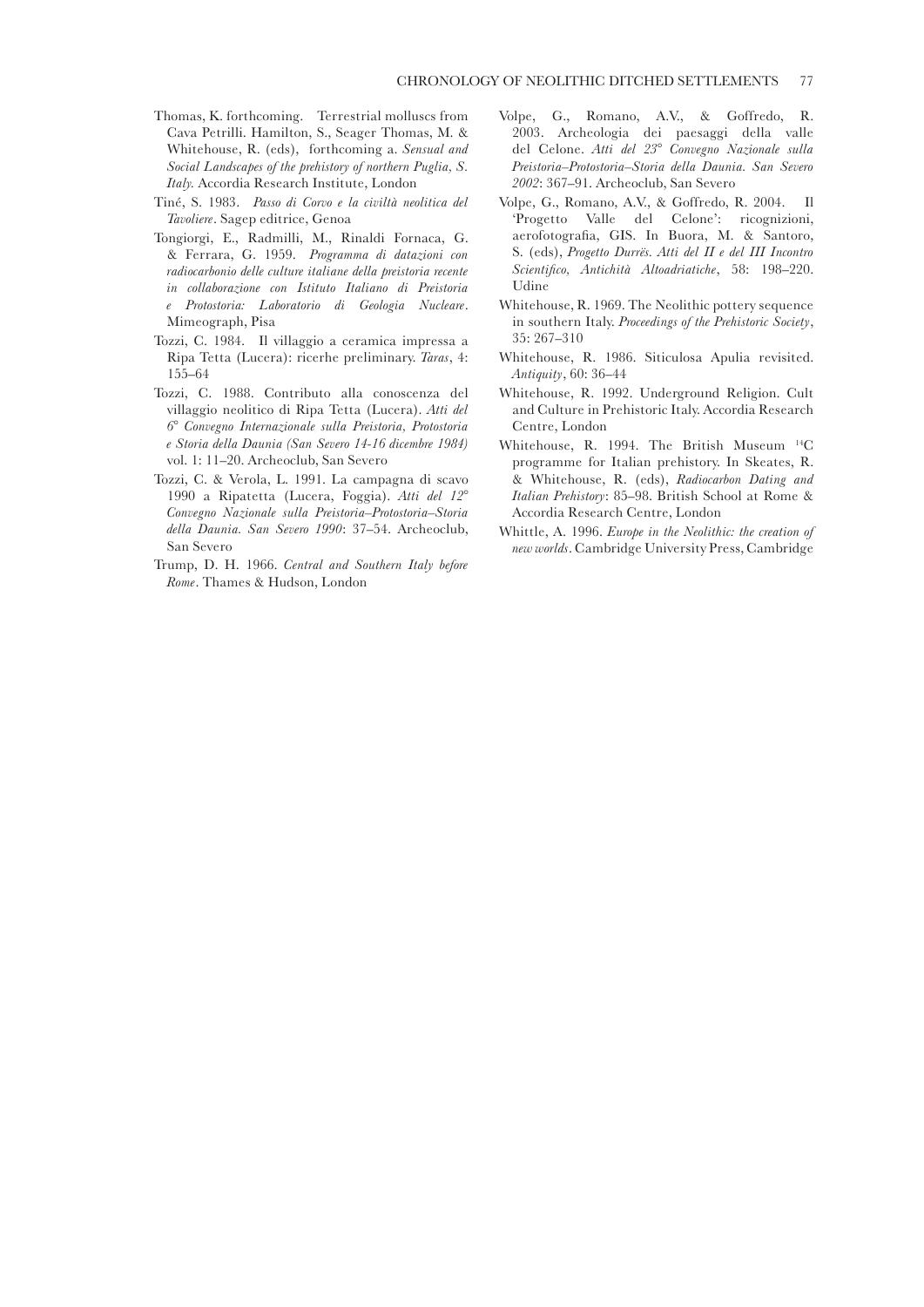Thomas, K. forthcoming. Terrestrial molluscs from Cava Petrilli. Hamilton, S., Seager Thomas, M. & Whitehouse, R. (eds), forthcoming a. *Sensual and Social Landscapes of the prehistory of northern Puglia, S. Italy.* Accordia Research Institute, London

Tiné, S. 1983. *Passo di Corvo e la civiltà neolitica del Tavoliere*. Sagep editrice, Genoa

Tongiorgi, E., Radmilli, M., Rinaldi Fornaca, G. & Ferrara, G. 1959. *Programma di datazioni con radiocarbonio delle culture italiane della preistoria recente in collaborazione con Istituto Italiano di Preistoria e Protostoria: Laboratorio di Geologia Nucleare*. Mimeograph, Pisa

Tozzi, C. 1984. Il villaggio a ceramica impressa a Ripa Tetta (Lucera): ricerhe preliminary. *Taras*, 4: 155–64

Tozzi, C. 1988. Contributo alla conoscenza del villaggio neolitico di Ripa Tetta (Lucera). *Atti del 6° Convegno Internazionale sulla Preistoria, Protostoria e Storia della Daunia (San Severo 14-16 dicembre 1984)* vol. 1: 11–20. Archeoclub, San Severo

Tozzi, C. & Verola, L. 1991. La campagna di scavo 1990 a Ripatetta (Lucera, Foggia). *Atti del 12° Convegno Nazionale sulla Preistoria–Protostoria–Storia della Daunia. San Severo 1990*: 37–54. Archeoclub, San Severo

Trump, D. H. 1966. *Central and Southern Italy before Rome*. Thames & Hudson, London

Volpe, G., Romano, A.V., & Goffredo, R. 2003. Archeologia dei paesaggi della valle del Celone. *Atti del 23° Convegno Nazionale sulla Preistoria–Protostoria–Storia della Daunia. San Severo 2002*: 367–91. Archeoclub, San Severo

Volpe, G., Romano, A.V., & Goffredo, R. 2004. Il 'Progetto Valle del Celone': ricognizioni, aerofotografia, GIS. In Buora, M. & Santoro, S. (eds), *Progetto Durrës. Atti del II e del III Incontro Scientifico, Antichità Altoadriatiche*, 58: 198–220. Udine

Whitehouse, R. 1969. The Neolithic pottery sequence in southern Italy. *Proceedings of the Prehistoric Society*, 35: 267–310

Whitehouse, R. 1986. Siticulosa Apulia revisited. *Antiquity*, 60: 36–44

Whitehouse, R. 1992. Underground Religion. Cult and Culture in Prehistoric Italy. Accordia Research Centre, London

Whitehouse, R. 1994. The British Museum $^{14}C$ programme for Italian prehistory. In Skeates, R. & Whitehouse, R. (eds), *Radiocarbon Dating and Italian Prehistory*: 85–98. British School at Rome & Accordia Research Centre, London

Whittle, A. 1996. *Europe in the Neolithic: the creation of new worlds*. Cambridge University Press, Cambridge